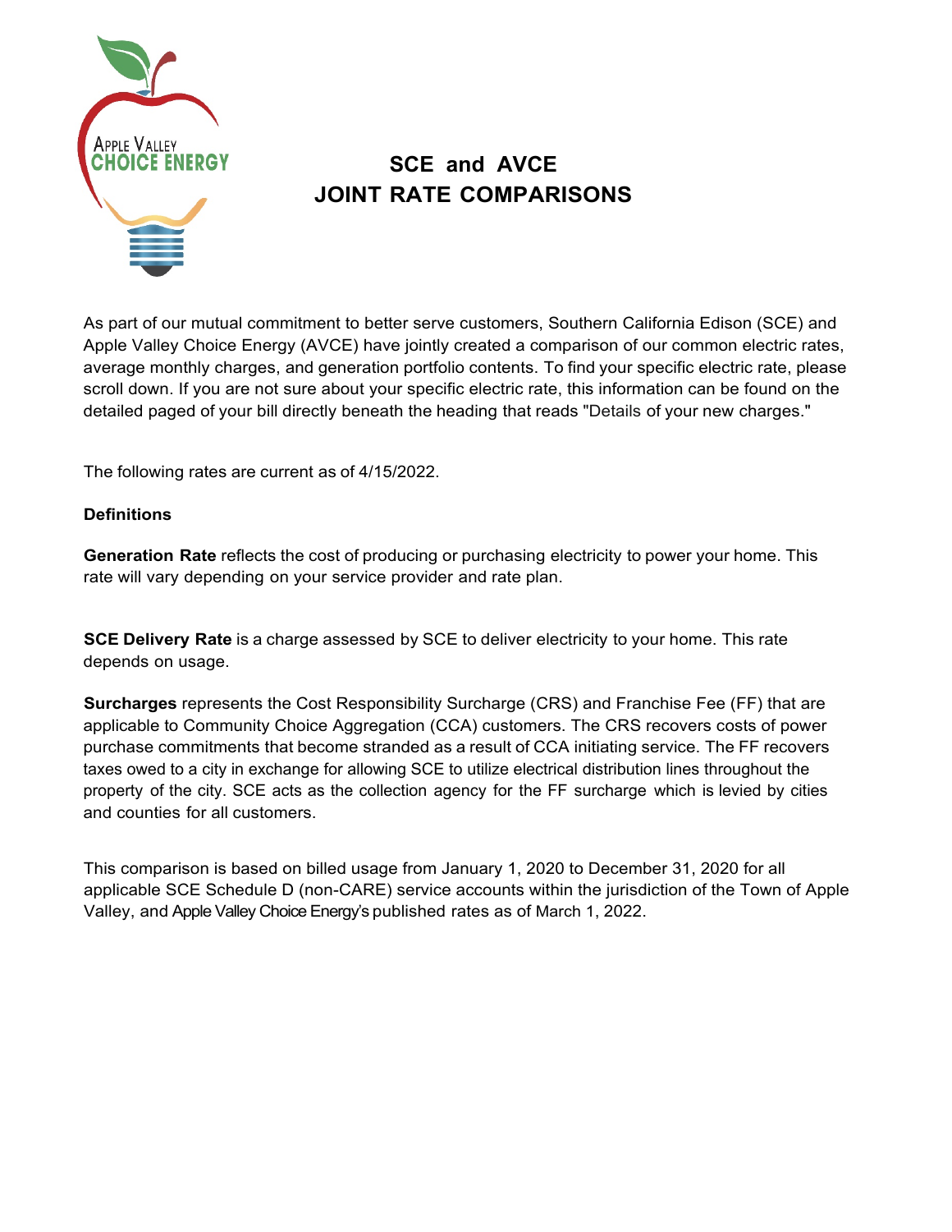# SCE and AVCE JOINT RATE COMPARISONS

As part of our mutual commitment to better serve customers, Southern California Edison (SCE) and Apple Valley Choice Energy (AVCE) have jointly created a comparison of our common electric rates, average monthly charges, and generation portfolio contents. To find your specific electric rate, please scroll down. If you are not sure about your specific electric rate, this information can be found on the detailed paged of your bill directly beneath the heading that reads "Details of your new charges."

The following rates are current as of 4/15/2022.

**Definitions**

**Generation Rate** reflects the cost of producing or purchasing electricity to power your home. This rate will vary depending on your service provider and rate plan.

**SCE Delivery Rate** is a charge assessed by SCE to deliver electricity to your home. This rate depends on usage.

**Surcharges** represents the Cost Responsibility Surcharge (CRS) and Franchise Fee (FF) that are applicable to Community Choice Aggregation (CCA) customers. The CRS recovers costs of power purchase commitments that become stranded as a result of CCA initiating service. The FF recovers taxes owed to a city in exchange for allowing SCE to utilize electrical distribution lines throughout the property of the city. SCE acts as the collection agency for the FF surcharge which is levied by cities and counties for all customers.

This comparison is based on billed usage from January 1, 2020 to December 31, 2020 for all applicable SCE Schedule D (non-CARE) service accounts within the jurisdiction of the Town of Apple Valley, and Apple Valley Choice Energy's published rates as of March 1, 2022.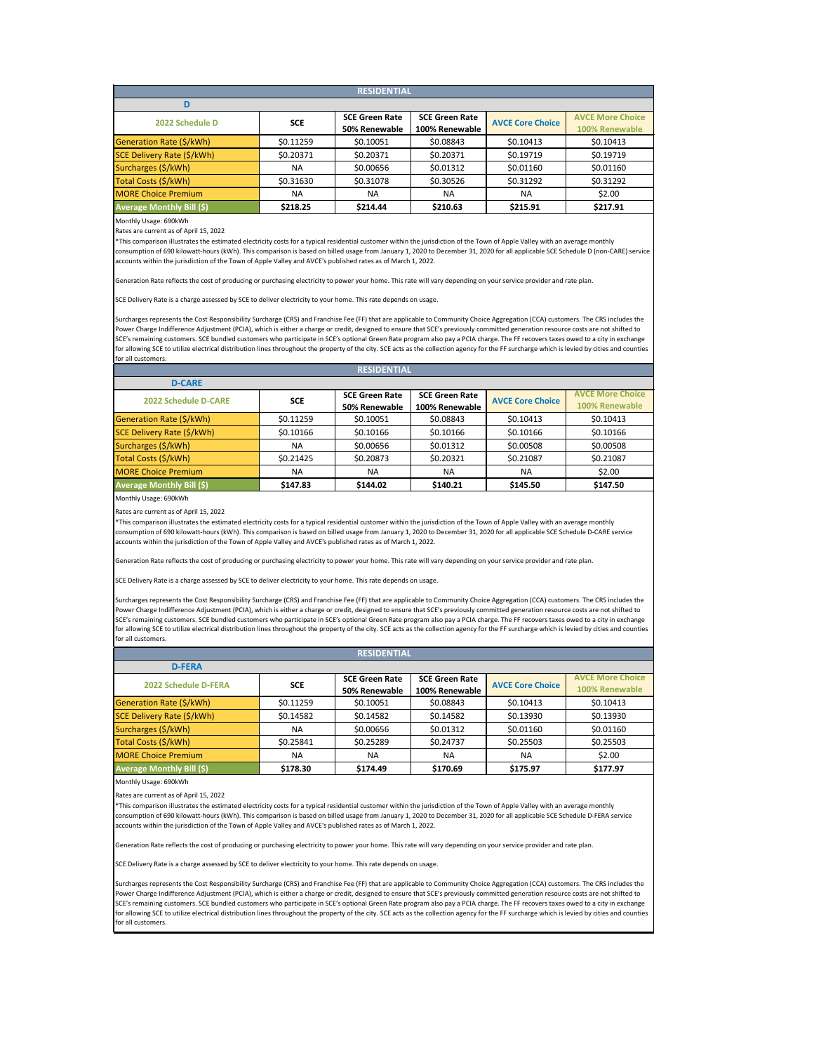## RESIDENTIAL

### D

| 2022 Schedule D | SCE | SCE Green Rate 50% Renewable | SCE Green Rate 100% Renewable | AVCE Core Choice | AVCE More Choice 100% Renewable |
|---|---|---|---|---|---|
| Generation Rate ($/kWh) | $0.11259 | $0.10051 | $0.08843 | $0.10413 | $0.10413 |
| SCE Delivery Rate ($/kWh) | $0.20371 | $0.20371 | $0.20371 | $0.19719 | $0.19719 |
| Surcharges ($/kWh) | NA | $0.00656 | $0.01312 | $0.01160 | $0.01160 |
| Total Costs ($/kWh) | $0.31630 | $0.31078 | $0.30526 | $0.31292 | $0.31292 |
| MORE Choice Premium | NA | NA | NA | NA | $2.00 |
| Average Monthly Bill ($) | **$218.25** | **$214.44** | **$210.63** | **$215.91** | **$217.91** |

Monthly Usage: 690kWh

Rates are current as of April 15, 2022

*This comparison illustrates the estimated electricity costs for a typical residential customer within the jurisdiction of the Town of Apple Valley with an average monthly consumption of 690 kilowatt-hours (kWh). This comparison is based on billed usage from January 1, 2020 to December 31, 2020 for all applicable SCE Schedule D (non-CARE) service accounts within the jurisdiction of the Town of Apple Valley and AVCE's published rates as of March 1, 2022.

Generation Rate reflects the cost of producing or purchasing electricity to power your home. This rate will vary depending on your service provider and rate plan.

SCE Delivery Rate is a charge assessed by SCE to deliver electricity to your home. This rate depends on usage.

Surcharges represents the Cost Responsibility Surcharge (CRS) and Franchise Fee (FF) that are applicable to Community Choice Aggregation (CCA) customers. The CRS includes the Power Charge Indifference Adjustment (PCIA), which is either a charge or credit, designed to ensure that SCE's previously committed generation resource costs are not shifted to SCE's remaining customers. SCE bundled customers who participate in SCE's optional Green Rate program also pay a PCIA charge. The FF recovers taxes owed to a city in exchange for allowing SCE to utilize electrical distribution lines throughout the property of the city. SCE acts as the collection agency for the FF surcharge which is levied by cities and counties for all customers.

## RESIDENTIAL

### D-CARE

| 2022 Schedule D-CARE | SCE | SCE Green Rate 50% Renewable | SCE Green Rate 100% Renewable | AVCE Core Choice | AVCE More Choice 100% Renewable |
|---|---|---|---|---|---|
| Generation Rate ($/kWh) | $0.11259 | $0.10051 | $0.08843 | $0.10413 | $0.10413 |
| SCE Delivery Rate ($/kWh) | $0.10166 | $0.10166 | $0.10166 | $0.10166 | $0.10166 |
| Surcharges ($/kWh) | NA | $0.00656 | $0.01312 | $0.00508 | $0.00508 |
| Total Costs ($/kWh) | $0.21425 | $0.20873 | $0.20321 | $0.21087 | $0.21087 |
| MORE Choice Premium | NA | NA | NA | NA | $2.00 |
| Average Monthly Bill ($) | **$147.83** | **$144.02** | **$140.21** | **$145.50** | **$147.50** |

Monthly Usage: 690kWh

Rates are current as of April 15, 2022

*This comparison illustrates the estimated electricity costs for a typical residential customer within the jurisdiction of the Town of Apple Valley with an average monthly consumption of 690 kilowatt-hours (kWh). This comparison is based on billed usage from January 1, 2020 to December 31, 2020 for all applicable SCE Schedule D-CARE service accounts within the jurisdiction of the Town of Apple Valley and AVCE's published rates as of March 1, 2022.

Generation Rate reflects the cost of producing or purchasing electricity to power your home. This rate will vary depending on your service provider and rate plan.

SCE Delivery Rate is a charge assessed by SCE to deliver electricity to your home. This rate depends on usage.

Surcharges represents the Cost Responsibility Surcharge (CRS) and Franchise Fee (FF) that are applicable to Community Choice Aggregation (CCA) customers. The CRS includes the Power Charge Indifference Adjustment (PCIA), which is either a charge or credit, designed to ensure that SCE's previously committed generation resource costs are not shifted to SCE's remaining customers. SCE bundled customers who participate in SCE's optional Green Rate program also pay a PCIA charge. The FF recovers taxes owed to a city in exchange for allowing SCE to utilize electrical distribution lines throughout the property of the city. SCE acts as the collection agency for the FF surcharge which is levied by cities and counties for all customers.

## RESIDENTIAL

### D-FERA

| 2022 Schedule D-FERA | SCE | SCE Green Rate 50% Renewable | SCE Green Rate 100% Renewable | AVCE Core Choice | AVCE More Choice 100% Renewable |
|---|---|---|---|---|---|
| Generation Rate ($/kWh) | $0.11259 | $0.10051 | $0.08843 | $0.10413 | $0.10413 |
| SCE Delivery Rate ($/kWh) | $0.14582 | $0.14582 | $0.14582 | $0.13930 | $0.13930 |
| Surcharges ($/kWh) | NA | $0.00656 | $0.01312 | $0.01160 | $0.01160 |
| Total Costs ($/kWh) | $0.25841 | $0.25289 | $0.24737 | $0.25503 | $0.25503 |
| MORE Choice Premium | NA | NA | NA | NA | $2.00 |
| Average Monthly Bill ($) | **$178.30** | **$174.49** | **$170.69** | **$175.97** | **$177.97** |

Monthly Usage: 690kWh

Rates are current as of April 15, 2022

*This comparison illustrates the estimated electricity costs for a typical residential customer within the jurisdiction of the Town of Apple Valley with an average monthly consumption of 690 kilowatt-hours (kWh). This comparison is based on billed usage from January 1, 2020 to December 31, 2020 for all applicable SCE Schedule D-FERA service accounts within the jurisdiction of the Town of Apple Valley and AVCE's published rates as of March 1, 2022.

Generation Rate reflects the cost of producing or purchasing electricity to power your home. This rate will vary depending on your service provider and rate plan.

SCE Delivery Rate is a charge assessed by SCE to deliver electricity to your home. This rate depends on usage.

Surcharges represents the Cost Responsibility Surcharge (CRS) and Franchise Fee (FF) that are applicable to Community Choice Aggregation (CCA) customers. The CRS includes the Power Charge Indifference Adjustment (PCIA), which is either a charge or credit, designed to ensure that SCE's previously committed generation resource costs are not shifted to SCE's remaining customers. SCE bundled customers who participate in SCE's optional Green Rate program also pay a PCIA charge. The FF recovers taxes owed to a city in exchange for allowing SCE to utilize electrical distribution lines throughout the property of the city. SCE acts as the collection agency for the FF surcharge which is levied by cities and counties for all customers.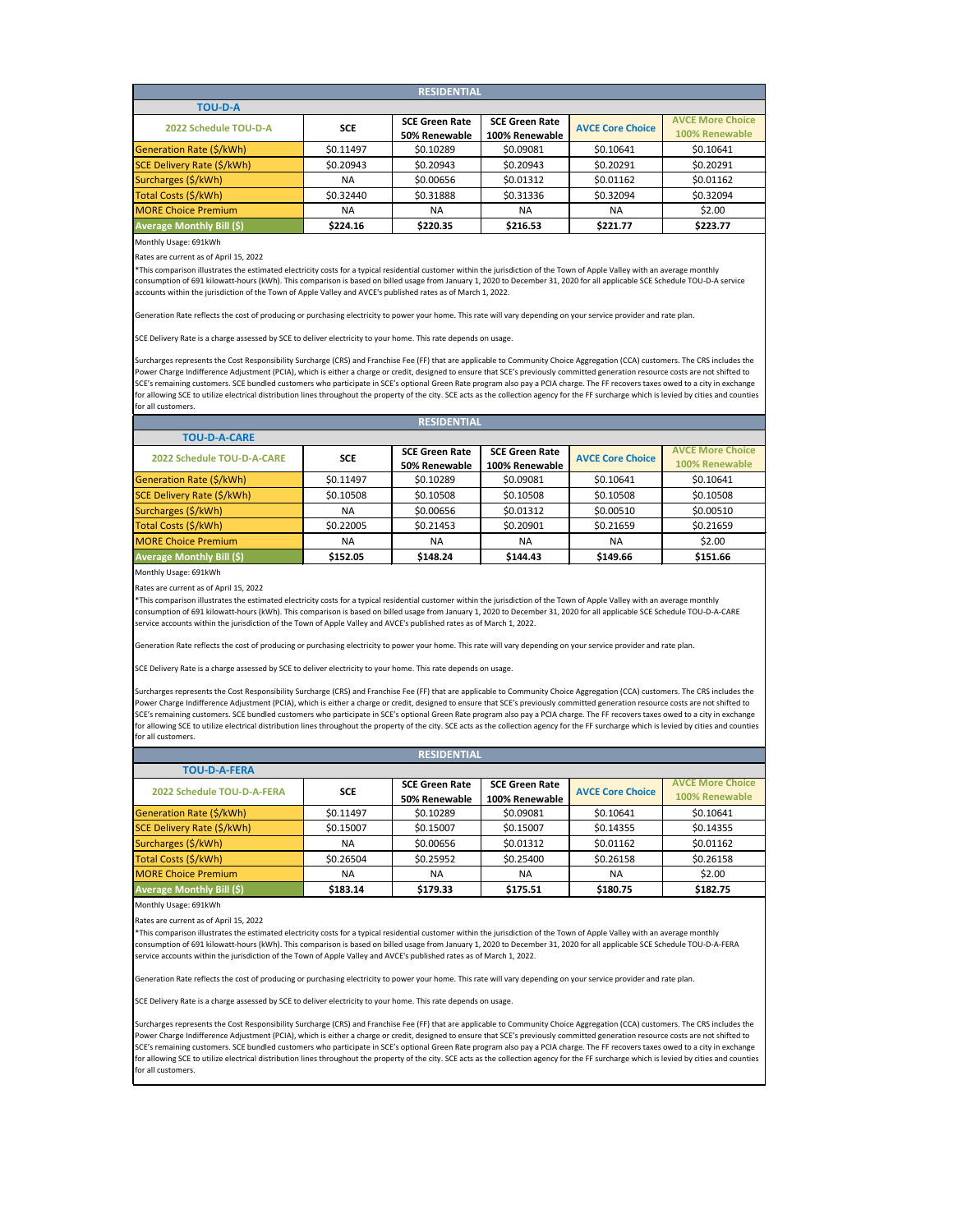## RESIDENTIAL

### TOU-D-A

| 2022 Schedule TOU-D-A | SCE | SCE Green Rate 50% Renewable | SCE Green Rate 100% Renewable | AVCE Core Choice | AVCE More Choice 100% Renewable |
|---|---|---|---|---|---|
| Generation Rate ($/kWh) | $0.11497 | $0.10289 | $0.09081 | $0.10641 | $0.10641 |
| SCE Delivery Rate ($/kWh) | $0.20943 | $0.20943 | $0.20943 | $0.20291 | $0.20291 |
| Surcharges ($/kWh) | NA | $0.00656 | $0.01312 | $0.01162 | $0.01162 |
| Total Costs ($/kWh) | $0.32440 | $0.31888 | $0.31336 | $0.32094 | $0.32094 |
| MORE Choice Premium | NA | NA | NA | NA | $2.00 |
| **Average Monthly Bill ($)** | **$224.16** | **$220.35** | **$216.53** | **$221.77** | **$223.77** |

Monthly Usage: 691kWh

Rates are current as of April 15, 2022

*This comparison illustrates the estimated electricity costs for a typical residential customer within the jurisdiction of the Town of Apple Valley with an average monthly consumption of 691 kilowatt-hours (kWh). This comparison is based on billed usage from January 1, 2020 to December 31, 2020 for all applicable SCE Schedule TOU-D-A service accounts within the jurisdiction of the Town of Apple Valley and AVCE's published rates as of March 1, 2022.

Generation Rate reflects the cost of producing or purchasing electricity to power your home. This rate will vary depending on your service provider and rate plan.

SCE Delivery Rate is a charge assessed by SCE to deliver electricity to your home. This rate depends on usage.

Surcharges represents the Cost Responsibility Surcharge (CRS) and Franchise Fee (FF) that are applicable to Community Choice Aggregation (CCA) customers. The CRS includes the Power Charge Indifference Adjustment (PCIA), which is either a charge or credit, designed to ensure that SCE's previously committed generation resource costs are not shifted to SCE's remaining customers. SCE bundled customers who participate in SCE's optional Green Rate program also pay a PCIA charge. The FF recovers taxes owed to a city in exchange for allowing SCE to utilize electrical distribution lines throughout the property of the city. SCE acts as the collection agency for the FF surcharge which is levied by cities and counties for all customers.

## RESIDENTIAL

### TOU-D-A-CARE

| 2022 Schedule TOU-D-A-CARE | SCE | SCE Green Rate 50% Renewable | SCE Green Rate 100% Renewable | AVCE Core Choice | AVCE More Choice 100% Renewable |
|---|---|---|---|---|---|
| Generation Rate ($/kWh) | $0.11497 | $0.10289 | $0.09081 | $0.10641 | $0.10641 |
| SCE Delivery Rate ($/kWh) | $0.10508 | $0.10508 | $0.10508 | $0.10508 | $0.10508 |
| Surcharges ($/kWh) | NA | $0.00656 | $0.01312 | $0.00510 | $0.00510 |
| Total Costs ($/kWh) | $0.22005 | $0.21453 | $0.20901 | $0.21659 | $0.21659 |
| MORE Choice Premium | NA | NA | NA | NA | $2.00 |
| **Average Monthly Bill ($)** | **$152.05** | **$148.24** | **$144.43** | **$149.66** | **$151.66** |

Monthly Usage: 691kWh

Rates are current as of April 15, 2022

*This comparison illustrates the estimated electricity costs for a typical residential customer within the jurisdiction of the Town of Apple Valley with an average monthly consumption of 691 kilowatt-hours (kWh). This comparison is based on billed usage from January 1, 2020 to December 31, 2020 for all applicable SCE Schedule TOU-D-A-CARE service accounts within the jurisdiction of the Town of Apple Valley and AVCE's published rates as of March 1, 2022.

Generation Rate reflects the cost of producing or purchasing electricity to power your home. This rate will vary depending on your service provider and rate plan.

SCE Delivery Rate is a charge assessed by SCE to deliver electricity to your home. This rate depends on usage.

Surcharges represents the Cost Responsibility Surcharge (CRS) and Franchise Fee (FF) that are applicable to Community Choice Aggregation (CCA) customers. The CRS includes the Power Charge Indifference Adjustment (PCIA), which is either a charge or credit, designed to ensure that SCE's previously committed generation resource costs are not shifted to SCE's remaining customers. SCE bundled customers who participate in SCE's optional Green Rate program also pay a PCIA charge. The FF recovers taxes owed to a city in exchange for allowing SCE to utilize electrical distribution lines throughout the property of the city. SCE acts as the collection agency for the FF surcharge which is levied by cities and counties for all customers.

## RESIDENTIAL

### TOU-D-A-FERA

| 2022 Schedule TOU-D-A-FERA | SCE | SCE Green Rate 50% Renewable | SCE Green Rate 100% Renewable | AVCE Core Choice | AVCE More Choice 100% Renewable |
|---|---|---|---|---|---|
| Generation Rate ($/kWh) | $0.11497 | $0.10289 | $0.09081 | $0.10641 | $0.10641 |
| SCE Delivery Rate ($/kWh) | $0.15007 | $0.15007 | $0.15007 | $0.14355 | $0.14355 |
| Surcharges ($/kWh) | NA | $0.00656 | $0.01312 | $0.01162 | $0.01162 |
| Total Costs ($/kWh) | $0.26504 | $0.25952 | $0.25400 | $0.26158 | $0.26158 |
| MORE Choice Premium | NA | NA | NA | NA | $2.00 |
| **Average Monthly Bill ($)** | **$183.14** | **$179.33** | **$175.51** | **$180.75** | **$182.75** |

Monthly Usage: 691kWh

Rates are current as of April 15, 2022

*This comparison illustrates the estimated electricity costs for a typical residential customer within the jurisdiction of the Town of Apple Valley with an average monthly consumption of 691 kilowatt-hours (kWh). This comparison is based on billed usage from January 1, 2020 to December 31, 2020 for all applicable SCE Schedule TOU-D-A-FERA service accounts within the jurisdiction of the Town of Apple Valley and AVCE's published rates as of March 1, 2022.

Generation Rate reflects the cost of producing or purchasing electricity to power your home. This rate will vary depending on your service provider and rate plan.

SCE Delivery Rate is a charge assessed by SCE to deliver electricity to your home. This rate depends on usage.

Surcharges represents the Cost Responsibility Surcharge (CRS) and Franchise Fee (FF) that are applicable to Community Choice Aggregation (CCA) customers. The CRS includes the Power Charge Indifference Adjustment (PCIA), which is either a charge or credit, designed to ensure that SCE's previously committed generation resource costs are not shifted to SCE's remaining customers. SCE bundled customers who participate in SCE's optional Green Rate program also pay a PCIA charge. The FF recovers taxes owed to a city in exchange for allowing SCE to utilize electrical distribution lines throughout the property of the city. SCE acts as the collection agency for the FF surcharge which is levied by cities and counties for all customers.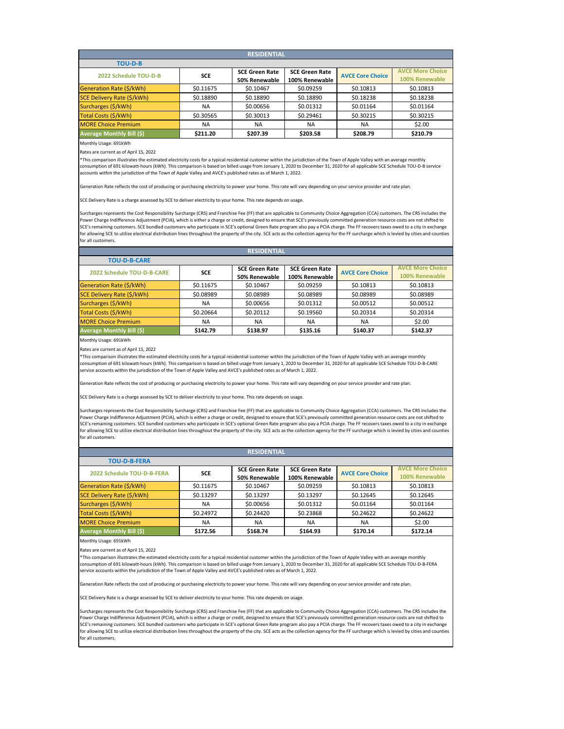## RESIDENTIAL

### TOU-D-B

| 2022 Schedule TOU-D-B | SCE | SCE Green Rate 50% Renewable | SCE Green Rate 100% Renewable | AVCE Core Choice | AVCE More Choice 100% Renewable |
|---|---|---|---|---|---|
| Generation Rate ($/kWh) | $0.11675 | $0.10467 | $0.09259 | $0.10813 | $0.10813 |
| SCE Delivery Rate ($/kWh) | $0.18890 | $0.18890 | $0.18890 | $0.18238 | $0.18238 |
| Surcharges ($/kWh) | NA | $0.00656 | $0.01312 | $0.01164 | $0.01164 |
| Total Costs ($/kWh) | $0.30565 | $0.30013 | $0.29461 | $0.30215 | $0.30215 |
| MORE Choice Premium | NA | NA | NA | NA | $2.00 |
| **Average Monthly Bill ($)** | **$211.20** | **$207.39** | **$203.58** | **$208.79** | **$210.79** |

Monthly Usage: 691kWh

Rates are current as of April 15, 2022

*This comparison illustrates the estimated electricity costs for a typical residential customer within the jurisdiction of the Town of Apple Valley with an average monthly consumption of 691 kilowatt-hours (kWh). This comparison is based on billed usage from January 1, 2020 to December 31, 2020 for all applicable SCE Schedule TOU-D-B service accounts within the jurisdiction of the Town of Apple Valley and AVCE's published rates as of March 1, 2022.

Generation Rate reflects the cost of producing or purchasing electricity to power your home. This rate will vary depending on your service provider and rate plan.

SCE Delivery Rate is a charge assessed by SCE to deliver electricity to your home. This rate depends on usage.

Surcharges represents the Cost Responsibility Surcharge (CRS) and Franchise Fee (FF) that are applicable to Community Choice Aggregation (CCA) customers. The CRS includes the Power Charge Indifference Adjustment (PCIA), which is either a charge or credit, designed to ensure that SCE's previously committed generation resource costs are not shifted to SCE's remaining customers. SCE bundled customers who participate in SCE's optional Green Rate program also pay a PCIA charge. The FF recovers taxes owed to a city in exchange for allowing SCE to utilize electrical distribution lines throughout the property of the city. SCE acts as the collection agency for the FF surcharge which is levied by cities and counties for all customers.

## RESIDENTIAL

### TOU-D-B-CARE

| 2022 Schedule TOU-D-B-CARE | SCE | SCE Green Rate 50% Renewable | SCE Green Rate 100% Renewable | AVCE Core Choice | AVCE More Choice 100% Renewable |
|---|---|---|---|---|---|
| Generation Rate ($/kWh) | $0.11675 | $0.10467 | $0.09259 | $0.10813 | $0.10813 |
| SCE Delivery Rate ($/kWh) | $0.08989 | $0.08989 | $0.08989 | $0.08989 | $0.08989 |
| Surcharges ($/kWh) | NA | $0.00656 | $0.01312 | $0.00512 | $0.00512 |
| Total Costs ($/kWh) | $0.20664 | $0.20112 | $0.19560 | $0.20314 | $0.20314 |
| MORE Choice Premium | NA | NA | NA | NA | $2.00 |
| **Average Monthly Bill ($)** | **$142.79** | **$138.97** | **$135.16** | **$140.37** | **$142.37** |

Monthly Usage: 691kWh

Rates are current as of April 15, 2022

*This comparison illustrates the estimated electricity costs for a typical residential customer within the jurisdiction of the Town of Apple Valley with an average monthly consumption of 691 kilowatt-hours (kWh). This comparison is based on billed usage from January 1, 2020 to December 31, 2020 for all applicable SCE Schedule TOU-D-B-CARE service accounts within the jurisdiction of the Town of Apple Valley and AVCE's published rates as of March 1, 2022.

Generation Rate reflects the cost of producing or purchasing electricity to power your home. This rate will vary depending on your service provider and rate plan.

SCE Delivery Rate is a charge assessed by SCE to deliver electricity to your home. This rate depends on usage.

Surcharges represents the Cost Responsibility Surcharge (CRS) and Franchise Fee (FF) that are applicable to Community Choice Aggregation (CCA) customers. The CRS includes the Power Charge Indifference Adjustment (PCIA), which is either a charge or credit, designed to ensure that SCE's previously committed generation resource costs are not shifted to SCE's remaining customers. SCE bundled customers who participate in SCE's optional Green Rate program also pay a PCIA charge. The FF recovers taxes owed to a city in exchange for allowing SCE to utilize electrical distribution lines throughout the property of the city. SCE acts as the collection agency for the FF surcharge which is levied by cities and counties for all customers.

## RESIDENTIAL

### TOU-D-B-FERA

| 2022 Schedule TOU-D-B-FERA | SCE | SCE Green Rate 50% Renewable | SCE Green Rate 100% Renewable | AVCE Core Choice | AVCE More Choice 100% Renewable |
|---|---|---|---|---|---|
| Generation Rate ($/kWh) | $0.11675 | $0.10467 | $0.09259 | $0.10813 | $0.10813 |
| SCE Delivery Rate ($/kWh) | $0.13297 | $0.13297 | $0.13297 | $0.12645 | $0.12645 |
| Surcharges ($/kWh) | NA | $0.00656 | $0.01312 | $0.01164 | $0.01164 |
| Total Costs ($/kWh) | $0.24972 | $0.24420 | $0.23868 | $0.24622 | $0.24622 |
| MORE Choice Premium | NA | NA | NA | NA | $2.00 |
| **Average Monthly Bill ($)** | **$172.56** | **$168.74** | **$164.93** | **$170.14** | **$172.14** |

Monthly Usage: 691kWh

Rates are current as of April 15, 2022

*This comparison illustrates the estimated electricity costs for a typical residential customer within the jurisdiction of the Town of Apple Valley with an average monthly consumption of 691 kilowatt-hours (kWh). This comparison is based on billed usage from January 1, 2020 to December 31, 2020 for all applicable SCE Schedule TOU-D-B-FERA service accounts within the jurisdiction of the Town of Apple Valley and AVCE's published rates as of March 1, 2022.

Generation Rate reflects the cost of producing or purchasing electricity to power your home. This rate will vary depending on your service provider and rate plan.

SCE Delivery Rate is a charge assessed by SCE to deliver electricity to your home. This rate depends on usage.

Surcharges represents the Cost Responsibility Surcharge (CRS) and Franchise Fee (FF) that are applicable to Community Choice Aggregation (CCA) customers. The CRS includes the Power Charge Indifference Adjustment (PCIA), which is either a charge or credit, designed to ensure that SCE's previously committed generation resource costs are not shifted to SCE's remaining customers. SCE bundled customers who participate in SCE's optional Green Rate program also pay a PCIA charge. The FF recovers taxes owed to a city in exchange for allowing SCE to utilize electrical distribution lines throughout the property of the city. SCE acts as the collection agency for the FF surcharge which is levied by cities and counties for all customers.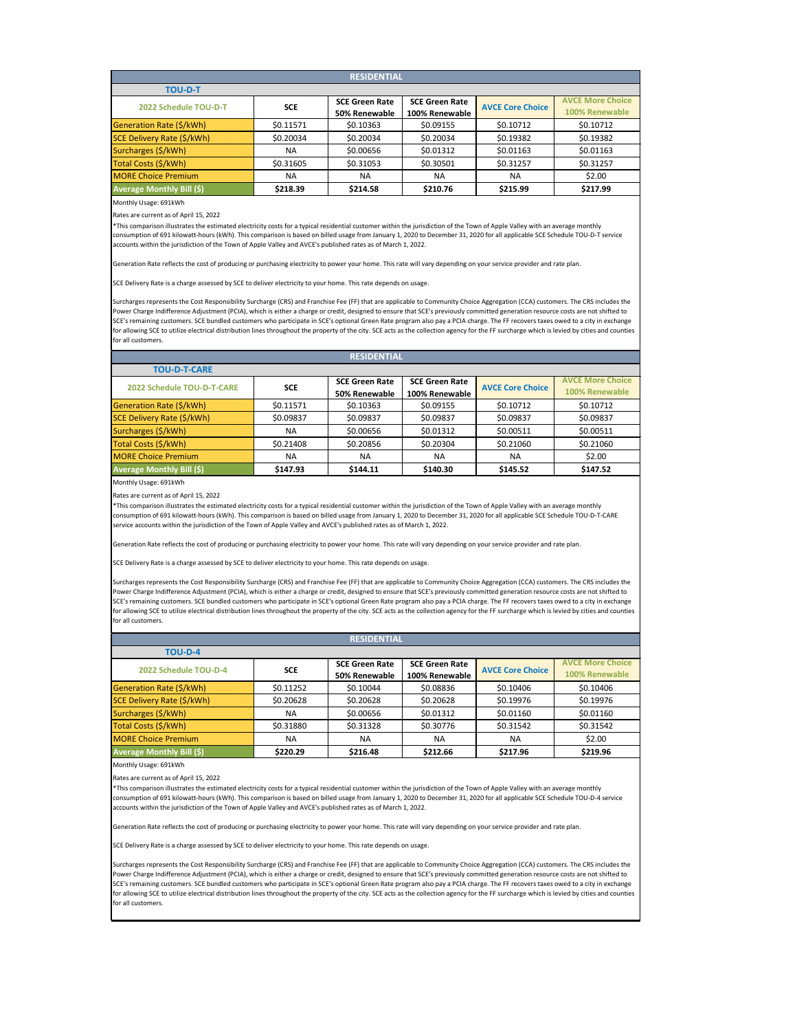## RESIDENTIAL

### TOU-D-T

| 2022 Schedule TOU-D-T | SCE | SCE Green Rate 50% Renewable | SCE Green Rate 100% Renewable | AVCE Core Choice | AVCE More Choice 100% Renewable |
|---|---|---|---|---|---|
| Generation Rate ($/kWh) | $0.11571 | $0.10363 | $0.09155 | $0.10712 | $0.10712 |
| SCE Delivery Rate ($/kWh) | $0.20034 | $0.20034 | $0.20034 | $0.19382 | $0.19382 |
| Surcharges ($/kWh) | NA | $0.00656 | $0.01312 | $0.01163 | $0.01163 |
| Total Costs ($/kWh) | $0.31605 | $0.31053 | $0.30501 | $0.31257 | $0.31257 |
| MORE Choice Premium | NA | NA | NA | NA | $2.00 |
| **Average Monthly Bill ($)** | **$218.39** | **$214.58** | **$210.76** | **$215.99** | **$217.99** |

Monthly Usage: 691kWh

Rates are current as of April 15, 2022

*This comparison illustrates the estimated electricity costs for a typical residential customer within the jurisdiction of the Town of Apple Valley with an average monthly consumption of 691 kilowatt-hours (kWh). This comparison is based on billed usage from January 1, 2020 to December 31, 2020 for all applicable SCE Schedule TOU-D-T service accounts within the jurisdiction of the Town of Apple Valley and AVCE's published rates as of March 1, 2022.

Generation Rate reflects the cost of producing or purchasing electricity to power your home. This rate will vary depending on your service provider and rate plan.

SCE Delivery Rate is a charge assessed by SCE to deliver electricity to your home. This rate depends on usage.

Surcharges represents the Cost Responsibility Surcharge (CRS) and Franchise Fee (FF) that are applicable to Community Choice Aggregation (CCA) customers. The CRS includes the Power Charge Indifference Adjustment (PCIA), which is either a charge or credit, designed to ensure that SCE's previously committed generation resource costs are not shifted to SCE's remaining customers. SCE bundled customers who participate in SCE's optional Green Rate program also pay a PCIA charge. The FF recovers taxes owed to a city in exchange for allowing SCE to utilize electrical distribution lines throughout the property of the city. SCE acts as the collection agency for the FF surcharge which is levied by cities and counties for all customers.

## RESIDENTIAL

### TOU-D-T-CARE

| 2022 Schedule TOU-D-T-CARE | SCE | SCE Green Rate 50% Renewable | SCE Green Rate 100% Renewable | AVCE Core Choice | AVCE More Choice 100% Renewable |
|---|---|---|---|---|---|
| Generation Rate ($/kWh) | $0.11571 | $0.10363 | $0.09155 | $0.10712 | $0.10712 |
| SCE Delivery Rate ($/kWh) | $0.09837 | $0.09837 | $0.09837 | $0.09837 | $0.09837 |
| Surcharges ($/kWh) | NA | $0.00656 | $0.01312 | $0.00511 | $0.00511 |
| Total Costs ($/kWh) | $0.21408 | $0.20856 | $0.20304 | $0.21060 | $0.21060 |
| MORE Choice Premium | NA | NA | NA | NA | $2.00 |
| **Average Monthly Bill ($)** | **$147.93** | **$144.11** | **$140.30** | **$145.52** | **$147.52** |

Monthly Usage: 691kWh

Rates are current as of April 15, 2022

*This comparison illustrates the estimated electricity costs for a typical residential customer within the jurisdiction of the Town of Apple Valley with an average monthly consumption of 691 kilowatt-hours (kWh). This comparison is based on billed usage from January 1, 2020 to December 31, 2020 for all applicable SCE Schedule TOU-D-T-CARE service accounts within the jurisdiction of the Town of Apple Valley and AVCE's published rates as of March 1, 2022.

Generation Rate reflects the cost of producing or purchasing electricity to power your home. This rate will vary depending on your service provider and rate plan.

SCE Delivery Rate is a charge assessed by SCE to deliver electricity to your home. This rate depends on usage.

Surcharges represents the Cost Responsibility Surcharge (CRS) and Franchise Fee (FF) that are applicable to Community Choice Aggregation (CCA) customers. The CRS includes the Power Charge Indifference Adjustment (PCIA), which is either a charge or credit, designed to ensure that SCE's previously committed generation resource costs are not shifted to SCE's remaining customers. SCE bundled customers who participate in SCE's optional Green Rate program also pay a PCIA charge. The FF recovers taxes owed to a city in exchange for allowing SCE to utilize electrical distribution lines throughout the property of the city. SCE acts as the collection agency for the FF surcharge which is levied by cities and counties for all customers.

## RESIDENTIAL

### TOU-D-4

| 2022 Schedule TOU-D-4 | SCE | SCE Green Rate 50% Renewable | SCE Green Rate 100% Renewable | AVCE Core Choice | AVCE More Choice 100% Renewable |
|---|---|---|---|---|---|
| Generation Rate ($/kWh) | $0.11252 | $0.10044 | $0.08836 | $0.10406 | $0.10406 |
| SCE Delivery Rate ($/kWh) | $0.20628 | $0.20628 | $0.20628 | $0.19976 | $0.19976 |
| Surcharges ($/kWh) | NA | $0.00656 | $0.01312 | $0.01160 | $0.01160 |
| Total Costs ($/kWh) | $0.31880 | $0.31328 | $0.30776 | $0.31542 | $0.31542 |
| MORE Choice Premium | NA | NA | NA | NA | $2.00 |
| **Average Monthly Bill ($)** | **$220.29** | **$216.48** | **$212.66** | **$217.96** | **$219.96** |

Monthly Usage: 691kWh

Rates are current as of April 15, 2022

*This comparison illustrates the estimated electricity costs for a typical residential customer within the jurisdiction of the Town of Apple Valley with an average monthly consumption of 691 kilowatt-hours (kWh). This comparison is based on billed usage from January 1, 2020 to December 31, 2020 for all applicable SCE Schedule TOU-D-4 service accounts within the jurisdiction of the Town of Apple Valley and AVCE's published rates as of March 1, 2022.

Generation Rate reflects the cost of producing or purchasing electricity to power your home. This rate will vary depending on your service provider and rate plan.

SCE Delivery Rate is a charge assessed by SCE to deliver electricity to your home. This rate depends on usage.

Surcharges represents the Cost Responsibility Surcharge (CRS) and Franchise Fee (FF) that are applicable to Community Choice Aggregation (CCA) customers. The CRS includes the Power Charge Indifference Adjustment (PCIA), which is either a charge or credit, designed to ensure that SCE's previously committed generation resource costs are not shifted to SCE's remaining customers. SCE bundled customers who participate in SCE's optional Green Rate program also pay a PCIA charge. The FF recovers taxes owed to a city in exchange for allowing SCE to utilize electrical distribution lines throughout the property of the city. SCE acts as the collection agency for the FF surcharge which is levied by cities and counties for all customers.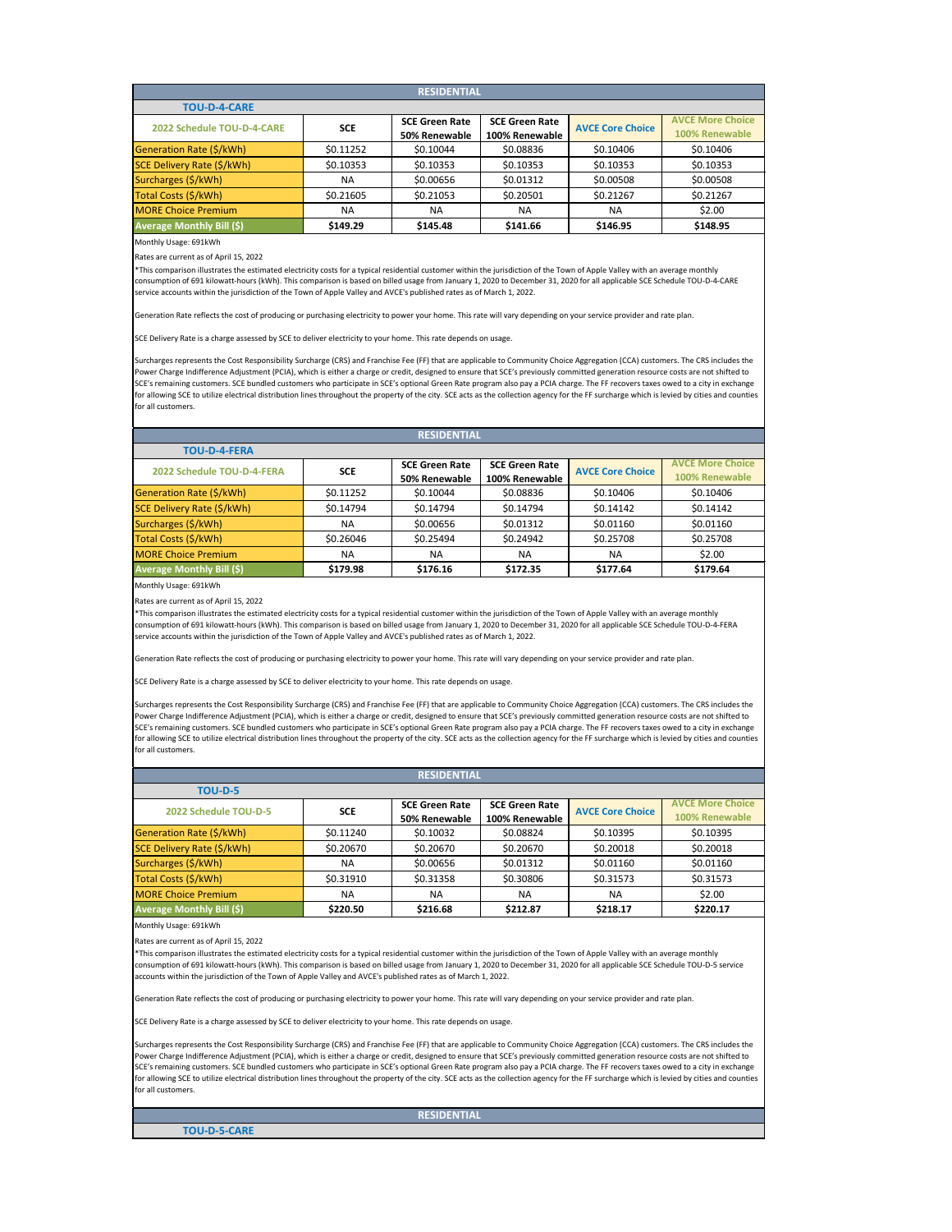## RESIDENTIAL

### TOU-D-4-CARE

| 2022 Schedule TOU-D-4-CARE | SCE | SCE Green Rate 50% Renewable | SCE Green Rate 100% Renewable | AVCE Core Choice | AVCE More Choice 100% Renewable |
|---|---|---|---|---|---|
| Generation Rate ($/kWh) | $0.11252 | $0.10044 | $0.08836 | $0.10406 | $0.10406 |
| SCE Delivery Rate ($/kWh) | $0.10353 | $0.10353 | $0.10353 | $0.10353 | $0.10353 |
| Surcharges ($/kWh) | NA | $0.00656 | $0.01312 | $0.00508 | $0.00508 |
| Total Costs ($/kWh) | $0.21605 | $0.21053 | $0.20501 | $0.21267 | $0.21267 |
| MORE Choice Premium | NA | NA | NA | NA | $2.00 |
| **Average Monthly Bill ($)** | **$149.29** | **$145.48** | **$141.66** | **$146.95** | **$148.95** |

Monthly Usage: 691kWh

Rates are current as of April 15, 2022

*This comparison illustrates the estimated electricity costs for a typical residential customer within the jurisdiction of the Town of Apple Valley with an average monthly consumption of 691 kilowatt-hours (kWh). This comparison is based on billed usage from January 1, 2020 to December 31, 2020 for all applicable SCE Schedule TOU-D-4-CARE service accounts within the jurisdiction of the Town of Apple Valley and AVCE's published rates as of March 1, 2022.

Generation Rate reflects the cost of producing or purchasing electricity to power your home. This rate will vary depending on your service provider and rate plan.

SCE Delivery Rate is a charge assessed by SCE to deliver electricity to your home. This rate depends on usage.

Surcharges represents the Cost Responsibility Surcharge (CRS) and Franchise Fee (FF) that are applicable to Community Choice Aggregation (CCA) customers. The CRS includes the Power Charge Indifference Adjustment (PCIA), which is either a charge or credit, designed to ensure that SCE's previously committed generation resource costs are not shifted to SCE's remaining customers. SCE bundled customers who participate in SCE's optional Green Rate program also pay a PCIA charge. The FF recovers taxes owed to a city in exchange for allowing SCE to utilize electrical distribution lines throughout the property of the city. SCE acts as the collection agency for the FF surcharge which is levied by cities and counties for all customers.

## RESIDENTIAL

### TOU-D-4-FERA

| 2022 Schedule TOU-D-4-FERA | SCE | SCE Green Rate 50% Renewable | SCE Green Rate 100% Renewable | AVCE Core Choice | AVCE More Choice 100% Renewable |
|---|---|---|---|---|---|
| Generation Rate ($/kWh) | $0.11252 | $0.10044 | $0.08836 | $0.10406 | $0.10406 |
| SCE Delivery Rate ($/kWh) | $0.14794 | $0.14794 | $0.14794 | $0.14142 | $0.14142 |
| Surcharges ($/kWh) | NA | $0.00656 | $0.01312 | $0.01160 | $0.01160 |
| Total Costs ($/kWh) | $0.26046 | $0.25494 | $0.24942 | $0.25708 | $0.25708 |
| MORE Choice Premium | NA | NA | NA | NA | $2.00 |
| **Average Monthly Bill ($)** | **$179.98** | **$176.16** | **$172.35** | **$177.64** | **$179.64** |

Monthly Usage: 691kWh

Rates are current as of April 15, 2022

*This comparison illustrates the estimated electricity costs for a typical residential customer within the jurisdiction of the Town of Apple Valley with an average monthly consumption of 691 kilowatt-hours (kWh). This comparison is based on billed usage from January 1, 2020 to December 31, 2020 for all applicable SCE Schedule TOU-D-4-FERA service accounts within the jurisdiction of the Town of Apple Valley and AVCE's published rates as of March 1, 2022.

Generation Rate reflects the cost of producing or purchasing electricity to power your home. This rate will vary depending on your service provider and rate plan.

SCE Delivery Rate is a charge assessed by SCE to deliver electricity to your home. This rate depends on usage.

Surcharges represents the Cost Responsibility Surcharge (CRS) and Franchise Fee (FF) that are applicable to Community Choice Aggregation (CCA) customers. The CRS includes the Power Charge Indifference Adjustment (PCIA), which is either a charge or credit, designed to ensure that SCE's previously committed generation resource costs are not shifted to SCE's remaining customers. SCE bundled customers who participate in SCE's optional Green Rate program also pay a PCIA charge. The FF recovers taxes owed to a city in exchange for allowing SCE to utilize electrical distribution lines throughout the property of the city. SCE acts as the collection agency for the FF surcharge which is levied by cities and counties for all customers.

## RESIDENTIAL

### TOU-D-5

| 2022 Schedule TOU-D-5 | SCE | SCE Green Rate 50% Renewable | SCE Green Rate 100% Renewable | AVCE Core Choice | AVCE More Choice 100% Renewable |
|---|---|---|---|---|---|
| Generation Rate ($/kWh) | $0.11240 | $0.10032 | $0.08824 | $0.10395 | $0.10395 |
| SCE Delivery Rate ($/kWh) | $0.20670 | $0.20670 | $0.20670 | $0.20018 | $0.20018 |
| Surcharges ($/kWh) | NA | $0.00656 | $0.01312 | $0.01160 | $0.01160 |
| Total Costs ($/kWh) | $0.31910 | $0.31358 | $0.30806 | $0.31573 | $0.31573 |
| MORE Choice Premium | NA | NA | NA | NA | $2.00 |
| **Average Monthly Bill ($)** | **$220.50** | **$216.68** | **$212.87** | **$218.17** | **$220.17** |

Monthly Usage: 691kWh

Rates are current as of April 15, 2022

*This comparison illustrates the estimated electricity costs for a typical residential customer within the jurisdiction of the Town of Apple Valley with an average monthly consumption of 691 kilowatt-hours (kWh). This comparison is based on billed usage from January 1, 2020 to December 31, 2020 for all applicable SCE Schedule TOU-D-5 service accounts within the jurisdiction of the Town of Apple Valley and AVCE's published rates as of March 1, 2022.

Generation Rate reflects the cost of producing or purchasing electricity to power your home. This rate will vary depending on your service provider and rate plan.

SCE Delivery Rate is a charge assessed by SCE to deliver electricity to your home. This rate depends on usage.

Surcharges represents the Cost Responsibility Surcharge (CRS) and Franchise Fee (FF) that are applicable to Community Choice Aggregation (CCA) customers. The CRS includes the Power Charge Indifference Adjustment (PCIA), which is either a charge or credit, designed to ensure that SCE's previously committed generation resource costs are not shifted to SCE's remaining customers. SCE bundled customers who participate in SCE's optional Green Rate program also pay a PCIA charge. The FF recovers taxes owed to a city in exchange for allowing SCE to utilize electrical distribution lines throughout the property of the city. SCE acts as the collection agency for the FF surcharge which is levied by cities and counties for all customers.

## RESIDENTIAL

### TOU-D-5-CARE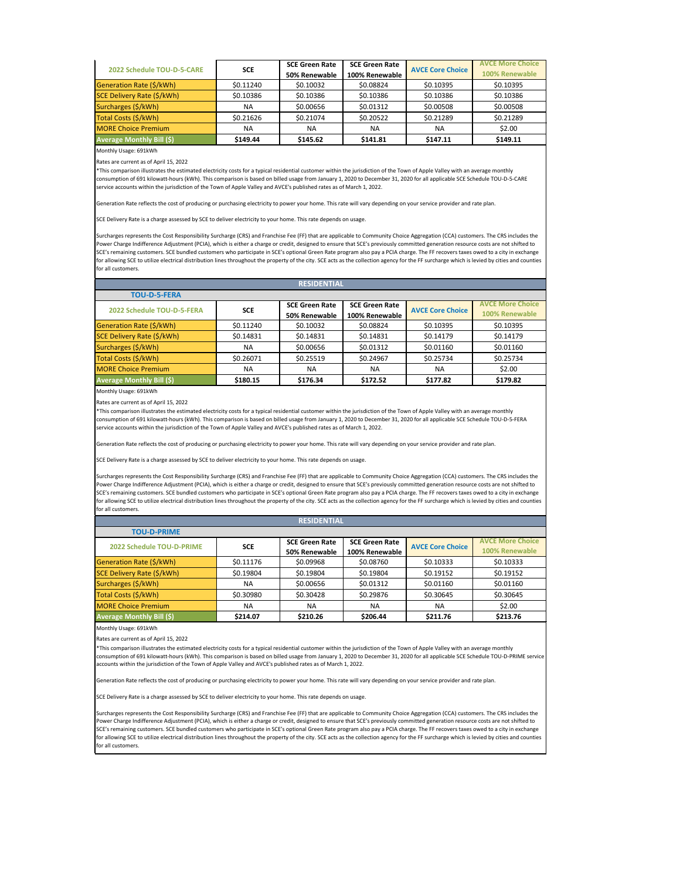| 2022 Schedule TOU-D-5-CARE | SCE | SCE Green Rate 50% Renewable | SCE Green Rate 100% Renewable | AVCE Core Choice | AVCE More Choice 100% Renewable |
|---|---|---|---|---|---|
| Generation Rate ($/kWh) | $0.11240 | $0.10032 | $0.08824 | $0.10395 | $0.10395 |
| SCE Delivery Rate ($/kWh) | $0.10386 | $0.10386 | $0.10386 | $0.10386 | $0.10386 |
| Surcharges ($/kWh) | NA | $0.00656 | $0.01312 | $0.00508 | $0.00508 |
| Total Costs ($/kWh) | $0.21626 | $0.21074 | $0.20522 | $0.21289 | $0.21289 |
| MORE Choice Premium | NA | NA | NA | NA | $2.00 |
| **Average Monthly Bill ($)** | **$149.44** | **$145.62** | **$141.81** | **$147.11** | **$149.11** |

Monthly Usage: 691kWh

Rates are current as of April 15, 2022

*This comparison illustrates the estimated electricity costs for a typical residential customer within the jurisdiction of the Town of Apple Valley with an average monthly consumption of 691 kilowatt-hours (kWh). This comparison is based on billed usage from January 1, 2020 to December 31, 2020 for all applicable SCE Schedule TOU-D-5-CARE service accounts within the jurisdiction of the Town of Apple Valley and AVCE's published rates as of March 1, 2022.

Generation Rate reflects the cost of producing or purchasing electricity to power your home. This rate will vary depending on your service provider and rate plan.

SCE Delivery Rate is a charge assessed by SCE to deliver electricity to your home. This rate depends on usage.

Surcharges represents the Cost Responsibility Surcharge (CRS) and Franchise Fee (FF) that are applicable to Community Choice Aggregation (CCA) customers. The CRS includes the Power Charge Indifference Adjustment (PCIA), which is either a charge or credit, designed to ensure that SCE's previously committed generation resource costs are not shifted to SCE's remaining customers. SCE bundled customers who participate in SCE's optional Green Rate program also pay a PCIA charge. The FF recovers taxes owed to a city in exchange for allowing SCE to utilize electrical distribution lines throughout the property of the city. SCE acts as the collection agency for the FF surcharge which is levied by cities and counties for all customers.

## RESIDENTIAL

### TOU-D-5-FERA

| 2022 Schedule TOU-D-5-FERA | SCE | SCE Green Rate 50% Renewable | SCE Green Rate 100% Renewable | AVCE Core Choice | AVCE More Choice 100% Renewable |
|---|---|---|---|---|---|
| Generation Rate ($/kWh) | $0.11240 | $0.10032 | $0.08824 | $0.10395 | $0.10395 |
| SCE Delivery Rate ($/kWh) | $0.14831 | $0.14831 | $0.14831 | $0.14179 | $0.14179 |
| Surcharges ($/kWh) | NA | $0.00656 | $0.01312 | $0.01160 | $0.01160 |
| Total Costs ($/kWh) | $0.26071 | $0.25519 | $0.24967 | $0.25734 | $0.25734 |
| MORE Choice Premium | NA | NA | NA | NA | $2.00 |
| **Average Monthly Bill ($)** | **$180.15** | **$176.34** | **$172.52** | **$177.82** | **$179.82** |

Monthly Usage: 691kWh

Rates are current as of April 15, 2022

*This comparison illustrates the estimated electricity costs for a typical residential customer within the jurisdiction of the Town of Apple Valley with an average monthly consumption of 691 kilowatt-hours (kWh). This comparison is based on billed usage from January 1, 2020 to December 31, 2020 for all applicable SCE Schedule TOU-D-5-FERA service accounts within the jurisdiction of the Town of Apple Valley and AVCE's published rates as of March 1, 2022.

Generation Rate reflects the cost of producing or purchasing electricity to power your home. This rate will vary depending on your service provider and rate plan.

SCE Delivery Rate is a charge assessed by SCE to deliver electricity to your home. This rate depends on usage.

Surcharges represents the Cost Responsibility Surcharge (CRS) and Franchise Fee (FF) that are applicable to Community Choice Aggregation (CCA) customers. The CRS includes the Power Charge Indifference Adjustment (PCIA), which is either a charge or credit, designed to ensure that SCE's previously committed generation resource costs are not shifted to SCE's remaining customers. SCE bundled customers who participate in SCE's optional Green Rate program also pay a PCIA charge. The FF recovers taxes owed to a city in exchange for allowing SCE to utilize electrical distribution lines throughout the property of the city. SCE acts as the collection agency for the FF surcharge which is levied by cities and counties for all customers.

## RESIDENTIAL

### TOU-D-PRIME

| 2022 Schedule TOU-D-PRIME | SCE | SCE Green Rate 50% Renewable | SCE Green Rate 100% Renewable | AVCE Core Choice | AVCE More Choice 100% Renewable |
|---|---|---|---|---|---|
| Generation Rate ($/kWh) | $0.11176 | $0.09968 | $0.08760 | $0.10333 | $0.10333 |
| SCE Delivery Rate ($/kWh) | $0.19804 | $0.19804 | $0.19804 | $0.19152 | $0.19152 |
| Surcharges ($/kWh) | NA | $0.00656 | $0.01312 | $0.01160 | $0.01160 |
| Total Costs ($/kWh) | $0.30980 | $0.30428 | $0.29876 | $0.30645 | $0.30645 |
| MORE Choice Premium | NA | NA | NA | NA | $2.00 |
| **Average Monthly Bill ($)** | **$214.07** | **$210.26** | **$206.44** | **$211.76** | **$213.76** |

Monthly Usage: 691kWh

Rates are current as of April 15, 2022

*This comparison illustrates the estimated electricity costs for a typical residential customer within the jurisdiction of the Town of Apple Valley with an average monthly consumption of 691 kilowatt-hours (kWh). This comparison is based on billed usage from January 1, 2020 to December 31, 2020 for all applicable SCE Schedule TOU-D-PRIME service accounts within the jurisdiction of the Town of Apple Valley and AVCE's published rates as of March 1, 2022.

Generation Rate reflects the cost of producing or purchasing electricity to power your home. This rate will vary depending on your service provider and rate plan.

SCE Delivery Rate is a charge assessed by SCE to deliver electricity to your home. This rate depends on usage.

Surcharges represents the Cost Responsibility Surcharge (CRS) and Franchise Fee (FF) that are applicable to Community Choice Aggregation (CCA) customers. The CRS includes the Power Charge Indifference Adjustment (PCIA), which is either a charge or credit, designed to ensure that SCE's previously committed generation resource costs are not shifted to SCE's remaining customers. SCE bundled customers who participate in SCE's optional Green Rate program also pay a PCIA charge. The FF recovers taxes owed to a city in exchange for allowing SCE to utilize electrical distribution lines throughout the property of the city. SCE acts as the collection agency for the FF surcharge which is levied by cities and counties for all customers.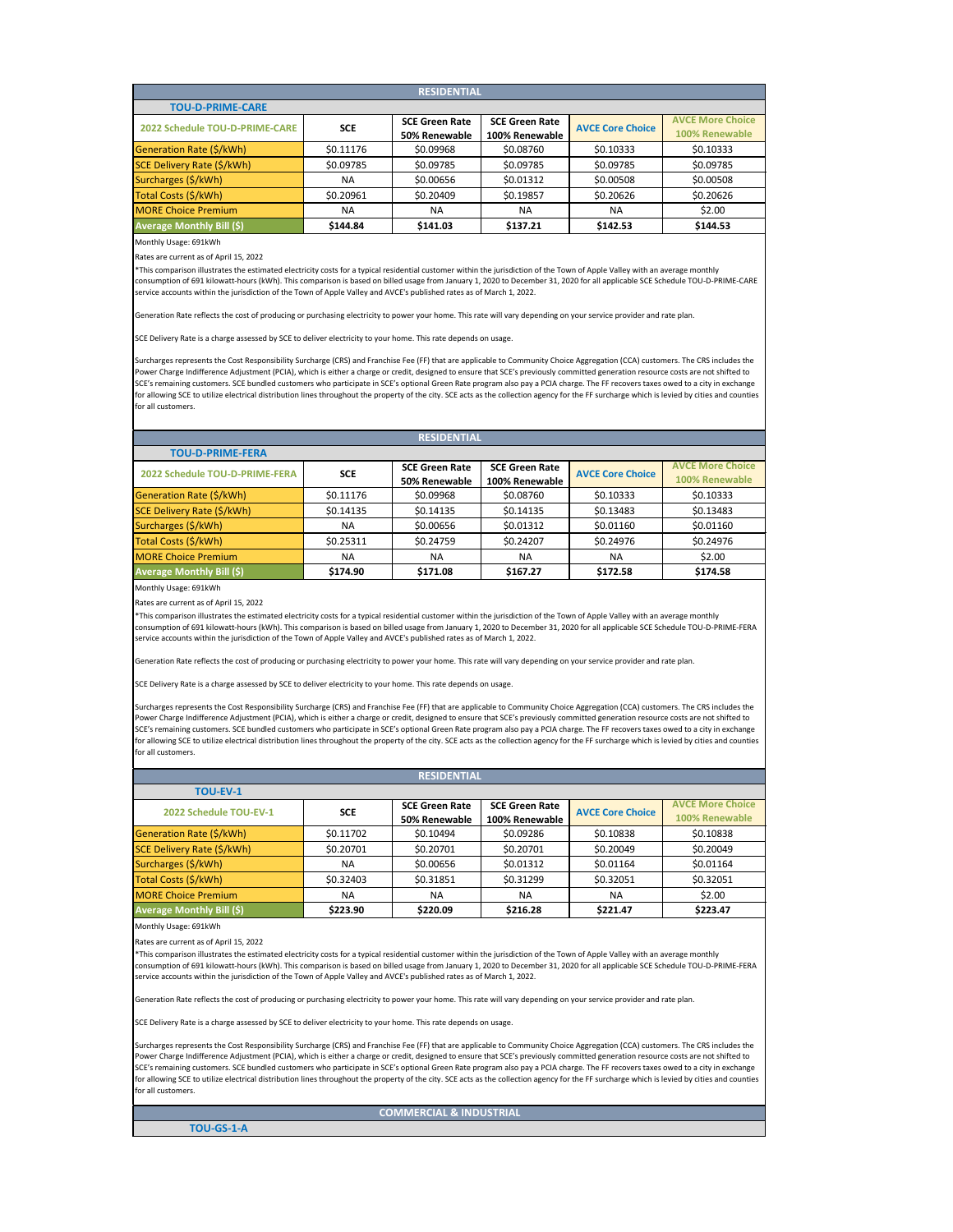## RESIDENTIAL

### TOU-D-PRIME-CARE

| 2022 Schedule TOU-D-PRIME-CARE | SCE | SCE Green Rate 50% Renewable | SCE Green Rate 100% Renewable | AVCE Core Choice | AVCE More Choice 100% Renewable |
|---|---|---|---|---|---|
| Generation Rate ($/kWh) | $0.11176 | $0.09968 | $0.08760 | $0.10333 | $0.10333 |
| SCE Delivery Rate ($/kWh) | $0.09785 | $0.09785 | $0.09785 | $0.09785 | $0.09785 |
| Surcharges ($/kWh) | NA | $0.00656 | $0.01312 | $0.00508 | $0.00508 |
| Total Costs ($/kWh) | $0.20961 | $0.20409 | $0.19857 | $0.20626 | $0.20626 |
| MORE Choice Premium | NA | NA | NA | NA | $2.00 |
| **Average Monthly Bill ($)** | **$144.84** | **$141.03** | **$137.21** | **$142.53** | **$144.53** |

Monthly Usage: 691kWh

Rates are current as of April 15, 2022

*This comparison illustrates the estimated electricity costs for a typical residential customer within the jurisdiction of the Town of Apple Valley with an average monthly consumption of 691 kilowatt-hours (kWh). This comparison is based on billed usage from January 1, 2020 to December 31, 2020 for all applicable SCE Schedule TOU-D-PRIME-CARE service accounts within the jurisdiction of the Town of Apple Valley and AVCE's published rates as of March 1, 2022.

Generation Rate reflects the cost of producing or purchasing electricity to power your home. This rate will vary depending on your service provider and rate plan.

SCE Delivery Rate is a charge assessed by SCE to deliver electricity to your home. This rate depends on usage.

Surcharges represents the Cost Responsibility Surcharge (CRS) and Franchise Fee (FF) that are applicable to Community Choice Aggregation (CCA) customers. The CRS includes the Power Charge Indifference Adjustment (PCIA), which is either a charge or credit, designed to ensure that SCE's previously committed generation resource costs are not shifted to SCE's remaining customers. SCE bundled customers who participate in SCE's optional Green Rate program also pay a PCIA charge. The FF recovers taxes owed to a city in exchange for allowing SCE to utilize electrical distribution lines throughout the property of the city. SCE acts as the collection agency for the FF surcharge which is levied by cities and counties for all customers.

## RESIDENTIAL

### TOU-D-PRIME-FERA

| 2022 Schedule TOU-D-PRIME-FERA | SCE | SCE Green Rate 50% Renewable | SCE Green Rate 100% Renewable | AVCE Core Choice | AVCE More Choice 100% Renewable |
|---|---|---|---|---|---|
| Generation Rate ($/kWh) | $0.11176 | $0.09968 | $0.08760 | $0.10333 | $0.10333 |
| SCE Delivery Rate ($/kWh) | $0.14135 | $0.14135 | $0.14135 | $0.13483 | $0.13483 |
| Surcharges ($/kWh) | NA | $0.00656 | $0.01312 | $0.01160 | $0.01160 |
| Total Costs ($/kWh) | $0.25311 | $0.24759 | $0.24207 | $0.24976 | $0.24976 |
| MORE Choice Premium | NA | NA | NA | NA | $2.00 |
| **Average Monthly Bill ($)** | **$174.90** | **$171.08** | **$167.27** | **$172.58** | **$174.58** |

Monthly Usage: 691kWh

Rates are current as of April 15, 2022

*This comparison illustrates the estimated electricity costs for a typical residential customer within the jurisdiction of the Town of Apple Valley with an average monthly consumption of 691 kilowatt-hours (kWh). This comparison is based on billed usage from January 1, 2020 to December 31, 2020 for all applicable SCE Schedule TOU-D-PRIME-FERA service accounts within the jurisdiction of the Town of Apple Valley and AVCE's published rates as of March 1, 2022.

Generation Rate reflects the cost of producing or purchasing electricity to power your home. This rate will vary depending on your service provider and rate plan.

SCE Delivery Rate is a charge assessed by SCE to deliver electricity to your home. This rate depends on usage.

Surcharges represents the Cost Responsibility Surcharge (CRS) and Franchise Fee (FF) that are applicable to Community Choice Aggregation (CCA) customers. The CRS includes the Power Charge Indifference Adjustment (PCIA), which is either a charge or credit, designed to ensure that SCE's previously committed generation resource costs are not shifted to SCE's remaining customers. SCE bundled customers who participate in SCE's optional Green Rate program also pay a PCIA charge. The FF recovers taxes owed to a city in exchange for allowing SCE to utilize electrical distribution lines throughout the property of the city. SCE acts as the collection agency for the FF surcharge which is levied by cities and counties for all customers.

## RESIDENTIAL

### TOU-EV-1

| 2022 Schedule TOU-EV-1 | SCE | SCE Green Rate 50% Renewable | SCE Green Rate 100% Renewable | AVCE Core Choice | AVCE More Choice 100% Renewable |
|---|---|---|---|---|---|
| Generation Rate ($/kWh) | $0.11702 | $0.10494 | $0.09286 | $0.10838 | $0.10838 |
| SCE Delivery Rate ($/kWh) | $0.20701 | $0.20701 | $0.20701 | $0.20049 | $0.20049 |
| Surcharges ($/kWh) | NA | $0.00656 | $0.01312 | $0.01164 | $0.01164 |
| Total Costs ($/kWh) | $0.32403 | $0.31851 | $0.31299 | $0.32051 | $0.32051 |
| MORE Choice Premium | NA | NA | NA | NA | $2.00 |
| **Average Monthly Bill ($)** | **$223.90** | **$220.09** | **$216.28** | **$221.47** | **$223.47** |

Monthly Usage: 691kWh

Rates are current as of April 15, 2022

*This comparison illustrates the estimated electricity costs for a typical residential customer within the jurisdiction of the Town of Apple Valley with an average monthly consumption of 691 kilowatt-hours (kWh). This comparison is based on billed usage from January 1, 2020 to December 31, 2020 for all applicable SCE Schedule TOU-D-PRIME-FERA service accounts within the jurisdiction of the Town of Apple Valley and AVCE's published rates as of March 1, 2022.

Generation Rate reflects the cost of producing or purchasing electricity to power your home. This rate will vary depending on your service provider and rate plan.

SCE Delivery Rate is a charge assessed by SCE to deliver electricity to your home. This rate depends on usage.

Surcharges represents the Cost Responsibility Surcharge (CRS) and Franchise Fee (FF) that are applicable to Community Choice Aggregation (CCA) customers. The CRS includes the Power Charge Indifference Adjustment (PCIA), which is either a charge or credit, designed to ensure that SCE's previously committed generation resource costs are not shifted to SCE's remaining customers. SCE bundled customers who participate in SCE's optional Green Rate program also pay a PCIA charge. The FF recovers taxes owed to a city in exchange for allowing SCE to utilize electrical distribution lines throughout the property of the city. SCE acts as the collection agency for the FF surcharge which is levied by cities and counties for all customers.

## COMMERCIAL & INDUSTRIAL

### TOU-GS-1-A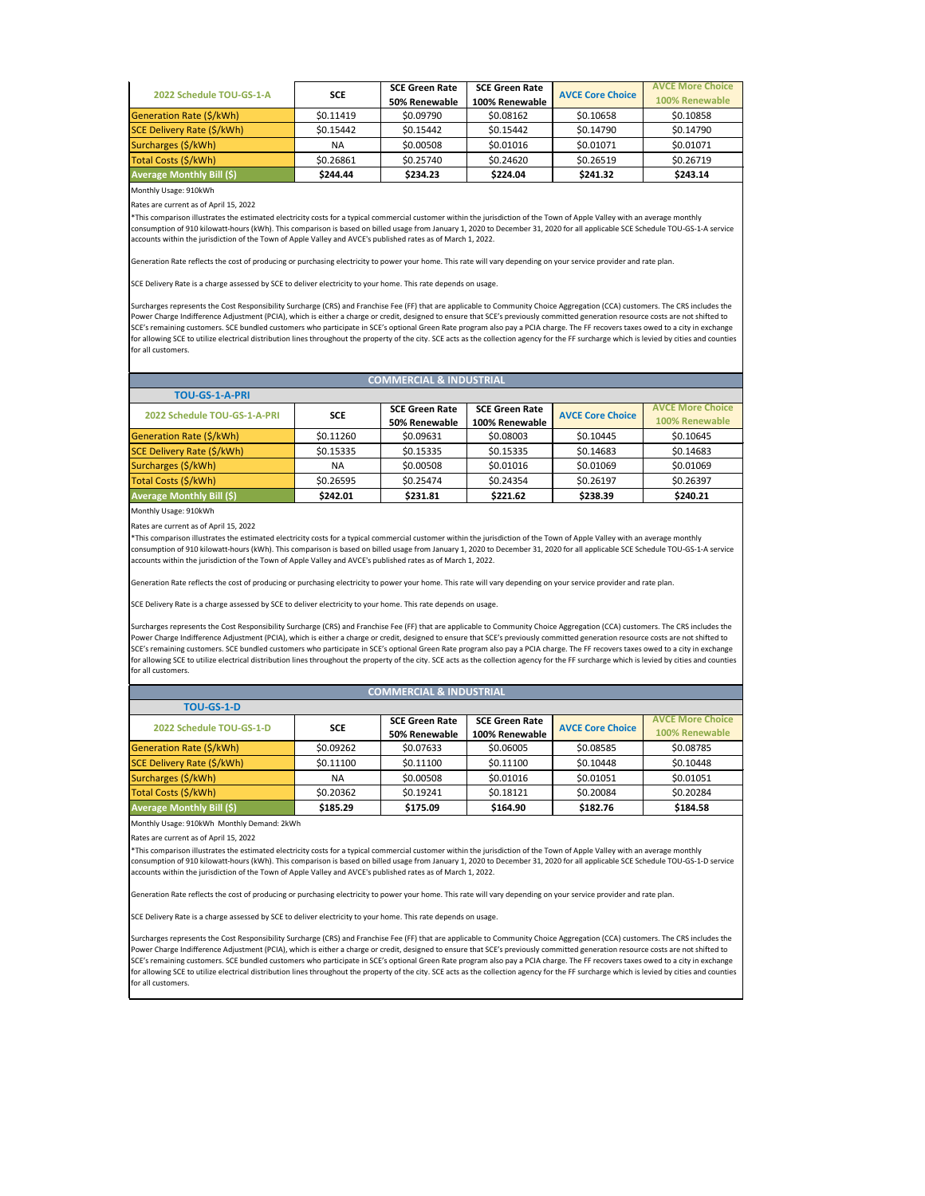| 2022 Schedule TOU-GS-1-A | SCE | SCE Green Rate 50% Renewable | SCE Green Rate 100% Renewable | AVCE Core Choice | AVCE More Choice 100% Renewable |
|---|---|---|---|---|---|
| Generation Rate ($/kWh) | $0.11419 | $0.09790 | $0.08162 | $0.10658 | $0.10858 |
| SCE Delivery Rate ($/kWh) | $0.15442 | $0.15442 | $0.15442 | $0.14790 | $0.14790 |
| Surcharges ($/kWh) | NA | $0.00508 | $0.01016 | $0.01071 | $0.01071 |
| Total Costs ($/kWh) | $0.26861 | $0.25740 | $0.24620 | $0.26519 | $0.26719 |
| **Average Monthly Bill ($)** | **$244.44** | **$234.23** | **$224.04** | **$241.32** | **$243.14** |

Monthly Usage: 910kWh

Rates are current as of April 15, 2022

*This comparison illustrates the estimated electricity costs for a typical commercial customer within the jurisdiction of the Town of Apple Valley with an average monthly consumption of 910 kilowatt-hours (kWh). This comparison is based on billed usage from January 1, 2020 to December 31, 2020 for all applicable SCE Schedule TOU-GS-1-A service accounts within the jurisdiction of the Town of Apple Valley and AVCE's published rates as of March 1, 2022.

Generation Rate reflects the cost of producing or purchasing electricity to power your home. This rate will vary depending on your service provider and rate plan.

SCE Delivery Rate is a charge assessed by SCE to deliver electricity to your home. This rate depends on usage.

Surcharges represents the Cost Responsibility Surcharge (CRS) and Franchise Fee (FF) that are applicable to Community Choice Aggregation (CCA) customers. The CRS includes the Power Charge Indifference Adjustment (PCIA), which is either a charge or credit, designed to ensure that SCE's previously committed generation resource costs are not shifted to SCE's remaining customers. SCE bundled customers who participate in SCE's optional Green Rate program also pay a PCIA charge. The FF recovers taxes owed to a city in exchange for allowing SCE to utilize electrical distribution lines throughout the property of the city. SCE acts as the collection agency for the FF surcharge which is levied by cities and counties for all customers.

## COMMERCIAL & INDUSTRIAL

### TOU-GS-1-A-PRI

| 2022 Schedule TOU-GS-1-A-PRI | SCE | SCE Green Rate 50% Renewable | SCE Green Rate 100% Renewable | AVCE Core Choice | AVCE More Choice 100% Renewable |
|---|---|---|---|---|---|
| Generation Rate ($/kWh) | $0.11260 | $0.09631 | $0.08003 | $0.10445 | $0.10645 |
| SCE Delivery Rate ($/kWh) | $0.15335 | $0.15335 | $0.15335 | $0.14683 | $0.14683 |
| Surcharges ($/kWh) | NA | $0.00508 | $0.01016 | $0.01069 | $0.01069 |
| Total Costs ($/kWh) | $0.26595 | $0.25474 | $0.24354 | $0.26197 | $0.26397 |
| **Average Monthly Bill ($)** | **$242.01** | **$231.81** | **$221.62** | **$238.39** | **$240.21** |

Monthly Usage: 910kWh

Rates are current as of April 15, 2022

*This comparison illustrates the estimated electricity costs for a typical commercial customer within the jurisdiction of the Town of Apple Valley with an average monthly consumption of 910 kilowatt-hours (kWh). This comparison is based on billed usage from January 1, 2020 to December 31, 2020 for all applicable SCE Schedule TOU-GS-1-A service accounts within the jurisdiction of the Town of Apple Valley and AVCE's published rates as of March 1, 2022.

Generation Rate reflects the cost of producing or purchasing electricity to power your home. This rate will vary depending on your service provider and rate plan.

SCE Delivery Rate is a charge assessed by SCE to deliver electricity to your home. This rate depends on usage.

Surcharges represents the Cost Responsibility Surcharge (CRS) and Franchise Fee (FF) that are applicable to Community Choice Aggregation (CCA) customers. The CRS includes the Power Charge Indifference Adjustment (PCIA), which is either a charge or credit, designed to ensure that SCE's previously committed generation resource costs are not shifted to SCE's remaining customers. SCE bundled customers who participate in SCE's optional Green Rate program also pay a PCIA charge. The FF recovers taxes owed to a city in exchange for allowing SCE to utilize electrical distribution lines throughout the property of the city. SCE acts as the collection agency for the FF surcharge which is levied by cities and counties for all customers.

## COMMERCIAL & INDUSTRIAL

### TOU-GS-1-D

| 2022 Schedule TOU-GS-1-D | SCE | SCE Green Rate 50% Renewable | SCE Green Rate 100% Renewable | AVCE Core Choice | AVCE More Choice 100% Renewable |
|---|---|---|---|---|---|
| Generation Rate ($/kWh) | $0.09262 | $0.07633 | $0.06005 | $0.08585 | $0.08785 |
| SCE Delivery Rate ($/kWh) | $0.11100 | $0.11100 | $0.11100 | $0.10448 | $0.10448 |
| Surcharges ($/kWh) | NA | $0.00508 | $0.01016 | $0.01051 | $0.01051 |
| Total Costs ($/kWh) | $0.20362 | $0.19241 | $0.18121 | $0.20084 | $0.20284 |
| **Average Monthly Bill ($)** | **$185.29** | **$175.09** | **$164.90** | **$182.76** | **$184.58** |

Monthly Usage: 910kWh Monthly Demand: 2kWh

Rates are current as of April 15, 2022

*This comparison illustrates the estimated electricity costs for a typical commercial customer within the jurisdiction of the Town of Apple Valley with an average monthly consumption of 910 kilowatt-hours (kWh). This comparison is based on billed usage from January 1, 2020 to December 31, 2020 for all applicable SCE Schedule TOU-GS-1-D service accounts within the jurisdiction of the Town of Apple Valley and AVCE's published rates as of March 1, 2022.

Generation Rate reflects the cost of producing or purchasing electricity to power your home. This rate will vary depending on your service provider and rate plan.

SCE Delivery Rate is a charge assessed by SCE to deliver electricity to your home. This rate depends on usage.

Surcharges represents the Cost Responsibility Surcharge (CRS) and Franchise Fee (FF) that are applicable to Community Choice Aggregation (CCA) customers. The CRS includes the Power Charge Indifference Adjustment (PCIA), which is either a charge or credit, designed to ensure that SCE's previously committed generation resource costs are not shifted to SCE's remaining customers. SCE bundled customers who participate in SCE's optional Green Rate program also pay a PCIA charge. The FF recovers taxes owed to a city in exchange for allowing SCE to utilize electrical distribution lines throughout the property of the city. SCE acts as the collection agency for the FF surcharge which is levied by cities and counties for all customers.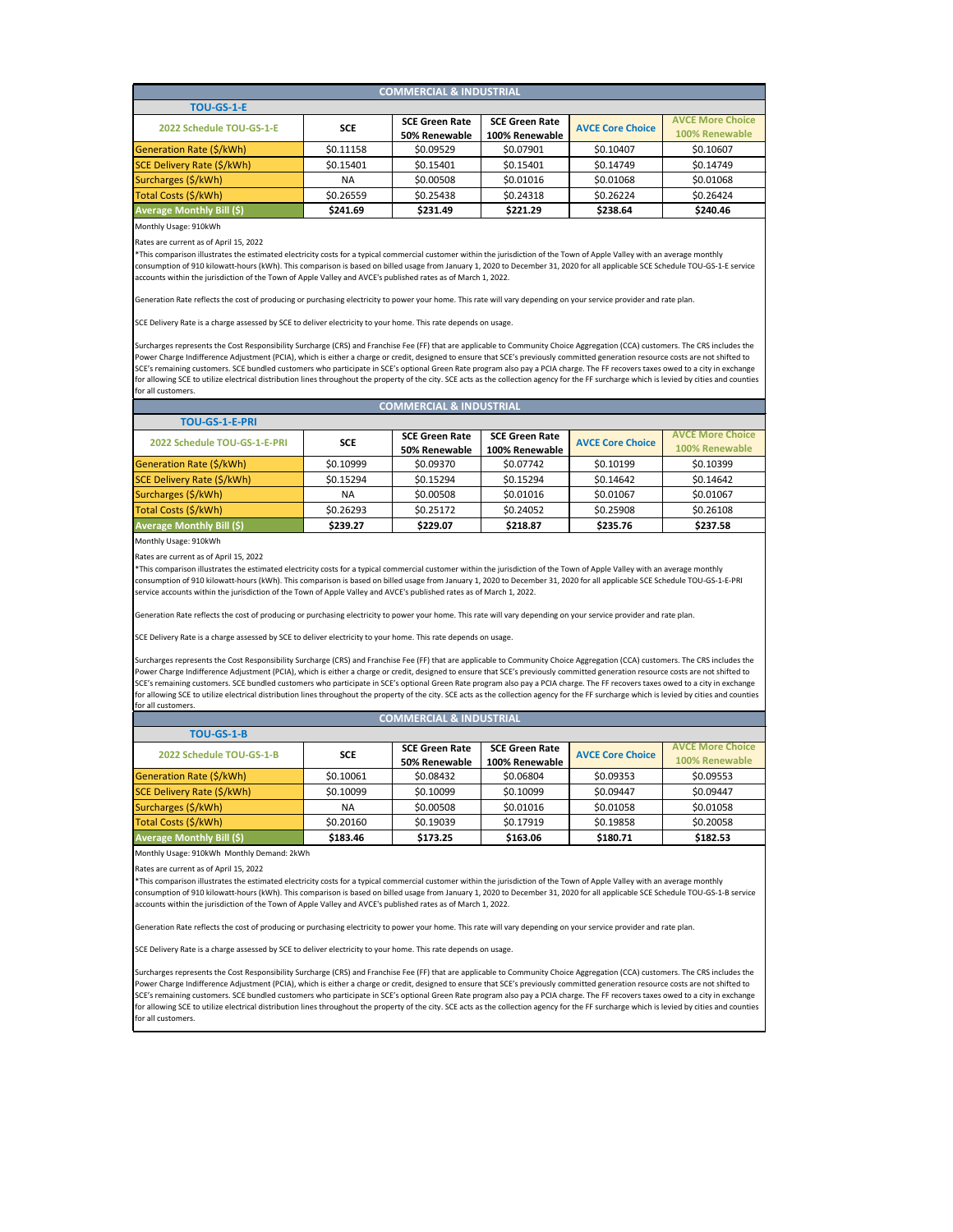## COMMERCIAL & INDUSTRIAL

### TOU-GS-1-E

| 2022 Schedule TOU-GS-1-E | SCE | SCE Green Rate 50% Renewable | SCE Green Rate 100% Renewable | AVCE Core Choice | AVCE More Choice 100% Renewable |
|---|---|---|---|---|---|
| Generation Rate ($/kWh) | $0.11158 | $0.09529 | $0.07901 | $0.10407 | $0.10607 |
| SCE Delivery Rate ($/kWh) | $0.15401 | $0.15401 | $0.15401 | $0.14749 | $0.14749 |
| Surcharges ($/kWh) | NA | $0.00508 | $0.01016 | $0.01068 | $0.01068 |
| Total Costs ($/kWh) | $0.26559 | $0.25438 | $0.24318 | $0.26224 | $0.26424 |
| **Average Monthly Bill ($)** | **$241.69** | **$231.49** | **$221.29** | **$238.64** | **$240.46** |

Monthly Usage: 910kWh

Rates are current as of April 15, 2022

*This comparison illustrates the estimated electricity costs for a typical commercial customer within the jurisdiction of the Town of Apple Valley with an average monthly consumption of 910 kilowatt-hours (kWh). This comparison is based on billed usage from January 1, 2020 to December 31, 2020 for all applicable SCE Schedule TOU-GS-1-E service accounts within the jurisdiction of the Town of Apple Valley and AVCE's published rates as of March 1, 2022.

Generation Rate reflects the cost of producing or purchasing electricity to power your home. This rate will vary depending on your service provider and rate plan.

SCE Delivery Rate is a charge assessed by SCE to deliver electricity to your home. This rate depends on usage.

Surcharges represents the Cost Responsibility Surcharge (CRS) and Franchise Fee (FF) that are applicable to Community Choice Aggregation (CCA) customers. The CRS includes the Power Charge Indifference Adjustment (PCIA), which is either a charge or credit, designed to ensure that SCE's previously committed generation resource costs are not shifted to SCE's remaining customers. SCE bundled customers who participate in SCE's optional Green Rate program also pay a PCIA charge. The FF recovers taxes owed to a city in exchange for allowing SCE to utilize electrical distribution lines throughout the property of the city. SCE acts as the collection agency for the FF surcharge which is levied by cities and counties for all customers.

## COMMERCIAL & INDUSTRIAL

### TOU-GS-1-E-PRI

| 2022 Schedule TOU-GS-1-E-PRI | SCE | SCE Green Rate 50% Renewable | SCE Green Rate 100% Renewable | AVCE Core Choice | AVCE More Choice 100% Renewable |
|---|---|---|---|---|---|
| Generation Rate ($/kWh) | $0.10999 | $0.09370 | $0.07742 | $0.10199 | $0.10399 |
| SCE Delivery Rate ($/kWh) | $0.15294 | $0.15294 | $0.15294 | $0.14642 | $0.14642 |
| Surcharges ($/kWh) | NA | $0.00508 | $0.01016 | $0.01067 | $0.01067 |
| Total Costs ($/kWh) | $0.26293 | $0.25172 | $0.24052 | $0.25908 | $0.26108 |
| **Average Monthly Bill ($)** | **$239.27** | **$229.07** | **$218.87** | **$235.76** | **$237.58** |

Monthly Usage: 910kWh

Rates are current as of April 15, 2022

*This comparison illustrates the estimated electricity costs for a typical commercial customer within the jurisdiction of the Town of Apple Valley with an average monthly consumption of 910 kilowatt-hours (kWh). This comparison is based on billed usage from January 1, 2020 to December 31, 2020 for all applicable SCE Schedule TOU-GS-1-E-PRI service accounts within the jurisdiction of the Town of Apple Valley and AVCE's published rates as of March 1, 2022.

Generation Rate reflects the cost of producing or purchasing electricity to power your home. This rate will vary depending on your service provider and rate plan.

SCE Delivery Rate is a charge assessed by SCE to deliver electricity to your home. This rate depends on usage.

Surcharges represents the Cost Responsibility Surcharge (CRS) and Franchise Fee (FF) that are applicable to Community Choice Aggregation (CCA) customers. The CRS includes the Power Charge Indifference Adjustment (PCIA), which is either a charge or credit, designed to ensure that SCE's previously committed generation resource costs are not shifted to SCE's remaining customers. SCE bundled customers who participate in SCE's optional Green Rate program also pay a PCIA charge. The FF recovers taxes owed to a city in exchange for allowing SCE to utilize electrical distribution lines throughout the property of the city. SCE acts as the collection agency for the FF surcharge which is levied by cities and counties for all customers.

## COMMERCIAL & INDUSTRIAL

### TOU-GS-1-B

| 2022 Schedule TOU-GS-1-B | SCE | SCE Green Rate 50% Renewable | SCE Green Rate 100% Renewable | AVCE Core Choice | AVCE More Choice 100% Renewable |
|---|---|---|---|---|---|
| Generation Rate ($/kWh) | $0.10061 | $0.08432 | $0.06804 | $0.09353 | $0.09553 |
| SCE Delivery Rate ($/kWh) | $0.10099 | $0.10099 | $0.10099 | $0.09447 | $0.09447 |
| Surcharges ($/kWh) | NA | $0.00508 | $0.01016 | $0.01058 | $0.01058 |
| Total Costs ($/kWh) | $0.20160 | $0.19039 | $0.17919 | $0.19858 | $0.20058 |
| **Average Monthly Bill ($)** | **$183.46** | **$173.25** | **$163.06** | **$180.71** | **$182.53** |

Monthly Usage: 910kWh Monthly Demand: 2kWh

Rates are current as of April 15, 2022

*This comparison illustrates the estimated electricity costs for a typical commercial customer within the jurisdiction of the Town of Apple Valley with an average monthly consumption of 910 kilowatt-hours (kWh). This comparison is based on billed usage from January 1, 2020 to December 31, 2020 for all applicable SCE Schedule TOU-GS-1-B service accounts within the jurisdiction of the Town of Apple Valley and AVCE's published rates as of March 1, 2022.

Generation Rate reflects the cost of producing or purchasing electricity to power your home. This rate will vary depending on your service provider and rate plan.

SCE Delivery Rate is a charge assessed by SCE to deliver electricity to your home. This rate depends on usage.

Surcharges represents the Cost Responsibility Surcharge (CRS) and Franchise Fee (FF) that are applicable to Community Choice Aggregation (CCA) customers. The CRS includes the Power Charge Indifference Adjustment (PCIA), which is either a charge or credit, designed to ensure that SCE's previously committed generation resource costs are not shifted to SCE's remaining customers. SCE bundled customers who participate in SCE's optional Green Rate program also pay a PCIA charge. The FF recovers taxes owed to a city in exchange for allowing SCE to utilize electrical distribution lines throughout the property of the city. SCE acts as the collection agency for the FF surcharge which is levied by cities and counties for all customers.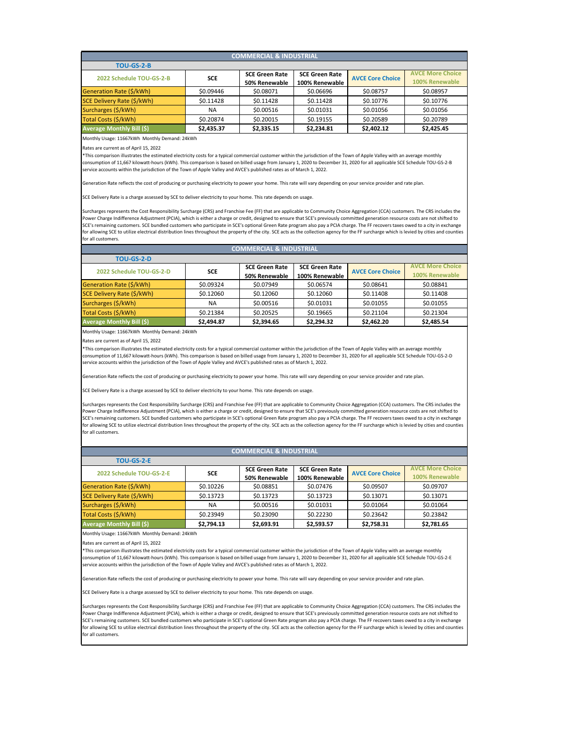## COMMERCIAL & INDUSTRIAL

### TOU-GS-2-B

| 2022 Schedule TOU-GS-2-B | SCE | SCE Green Rate 50% Renewable | SCE Green Rate 100% Renewable | AVCE Core Choice | AVCE More Choice 100% Renewable |
|---|---|---|---|---|---|
| Generation Rate ($/kWh) | $0.09446 | $0.08071 | $0.06696 | $0.08757 | $0.08957 |
| SCE Delivery Rate ($/kWh) | $0.11428 | $0.11428 | $0.11428 | $0.10776 | $0.10776 |
| Surcharges ($/kWh) | NA | $0.00516 | $0.01031 | $0.01056 | $0.01056 |
| Total Costs ($/kWh) | $0.20874 | $0.20015 | $0.19155 | $0.20589 | $0.20789 |
| **Average Monthly Bill ($)** | **$2,435.37** | **$2,335.15** | **$2,234.81** | **$2,402.12** | **$2,425.45** |

Monthly Usage: 11667kWh Monthly Demand: 24kWh

Rates are current as of April 15, 2022

*This comparison illustrates the estimated electricity costs for a typical commercial customer within the jurisdiction of the Town of Apple Valley with an average monthly consumption of 11,667 kilowatt-hours (kWh). This comparison is based on billed usage from January 1, 2020 to December 31, 2020 for all applicable SCE Schedule TOU-GS-2-B service accounts within the jurisdiction of the Town of Apple Valley and AVCE's published rates as of March 1, 2022.

Generation Rate reflects the cost of producing or purchasing electricity to power your home. This rate will vary depending on your service provider and rate plan.

SCE Delivery Rate is a charge assessed by SCE to deliver electricity to your home. This rate depends on usage.

Surcharges represents the Cost Responsibility Surcharge (CRS) and Franchise Fee (FF) that are applicable to Community Choice Aggregation (CCA) customers. The CRS includes the Power Charge Indifference Adjustment (PCIA), which is either a charge or credit, designed to ensure that SCE's previously committed generation resource costs are not shifted to SCE's remaining customers. SCE bundled customers who participate in SCE's optional Green Rate program also pay a PCIA charge. The FF recovers taxes owed to a city in exchange for allowing SCE to utilize electrical distribution lines throughout the property of the city. SCE acts as the collection agency for the FF surcharge which is levied by cities and counties for all customers.

## COMMERCIAL & INDUSTRIAL

### TOU-GS-2-D

| 2022 Schedule TOU-GS-2-D | SCE | SCE Green Rate 50% Renewable | SCE Green Rate 100% Renewable | AVCE Core Choice | AVCE More Choice 100% Renewable |
|---|---|---|---|---|---|
| Generation Rate ($/kWh) | $0.09324 | $0.07949 | $0.06574 | $0.08641 | $0.08841 |
| SCE Delivery Rate ($/kWh) | $0.12060 | $0.12060 | $0.12060 | $0.11408 | $0.11408 |
| Surcharges ($/kWh) | NA | $0.00516 | $0.01031 | $0.01055 | $0.01055 |
| Total Costs ($/kWh) | $0.21384 | $0.20525 | $0.19665 | $0.21104 | $0.21304 |
| **Average Monthly Bill ($)** | **$2,494.87** | **$2,394.65** | **$2,294.32** | **$2,462.20** | **$2,485.54** |

Monthly Usage: 11667kWh Monthly Demand: 24kWh

Rates are current as of April 15, 2022

*This comparison illustrates the estimated electricity costs for a typical commercial customer within the jurisdiction of the Town of Apple Valley with an average monthly consumption of 11,667 kilowatt-hours (kWh). This comparison is based on billed usage from January 1, 2020 to December 31, 2020 for all applicable SCE Schedule TOU-GS-2-D service accounts within the jurisdiction of the Town of Apple Valley and AVCE's published rates as of March 1, 2022.

Generation Rate reflects the cost of producing or purchasing electricity to power your home. This rate will vary depending on your service provider and rate plan.

SCE Delivery Rate is a charge assessed by SCE to deliver electricity to your home. This rate depends on usage.

Surcharges represents the Cost Responsibility Surcharge (CRS) and Franchise Fee (FF) that are applicable to Community Choice Aggregation (CCA) customers. The CRS includes the Power Charge Indifference Adjustment (PCIA), which is either a charge or credit, designed to ensure that SCE's previously committed generation resource costs are not shifted to SCE's remaining customers. SCE bundled customers who participate in SCE's optional Green Rate program also pay a PCIA charge. The FF recovers taxes owed to a city in exchange for allowing SCE to utilize electrical distribution lines throughout the property of the city. SCE acts as the collection agency for the FF surcharge which is levied by cities and counties for all customers.

## COMMERCIAL & INDUSTRIAL

### TOU-GS-2-E

| 2022 Schedule TOU-GS-2-E | SCE | SCE Green Rate 50% Renewable | SCE Green Rate 100% Renewable | AVCE Core Choice | AVCE More Choice 100% Renewable |
|---|---|---|---|---|---|
| Generation Rate ($/kWh) | $0.10226 | $0.08851 | $0.07476 | $0.09507 | $0.09707 |
| SCE Delivery Rate ($/kWh) | $0.13723 | $0.13723 | $0.13723 | $0.13071 | $0.13071 |
| Surcharges ($/kWh) | NA | $0.00516 | $0.01031 | $0.01064 | $0.01064 |
| Total Costs ($/kWh) | $0.23949 | $0.23090 | $0.22230 | $0.23642 | $0.23842 |
| **Average Monthly Bill ($)** | **$2,794.13** | **$2,693.91** | **$2,593.57** | **$2,758.31** | **$2,781.65** |

Monthly Usage: 11667kWh Monthly Demand: 24kWh

Rates are current as of April 15, 2022

*This comparison illustrates the estimated electricity costs for a typical commercial customer within the jurisdiction of the Town of Apple Valley with an average monthly consumption of 11,667 kilowatt-hours (kWh). This comparison is based on billed usage from January 1, 2020 to December 31, 2020 for all applicable SCE Schedule TOU-GS-2-E service accounts within the jurisdiction of the Town of Apple Valley and AVCE's published rates as of March 1, 2022.

Generation Rate reflects the cost of producing or purchasing electricity to power your home. This rate will vary depending on your service provider and rate plan.

SCE Delivery Rate is a charge assessed by SCE to deliver electricity to your home. This rate depends on usage.

Surcharges represents the Cost Responsibility Surcharge (CRS) and Franchise Fee (FF) that are applicable to Community Choice Aggregation (CCA) customers. The CRS includes the Power Charge Indifference Adjustment (PCIA), which is either a charge or credit, designed to ensure that SCE's previously committed generation resource costs are not shifted to SCE's remaining customers. SCE bundled customers who participate in SCE's optional Green Rate program also pay a PCIA charge. The FF recovers taxes owed to a city in exchange for allowing SCE to utilize electrical distribution lines throughout the property of the city. SCE acts as the collection agency for the FF surcharge which is levied by cities and counties for all customers.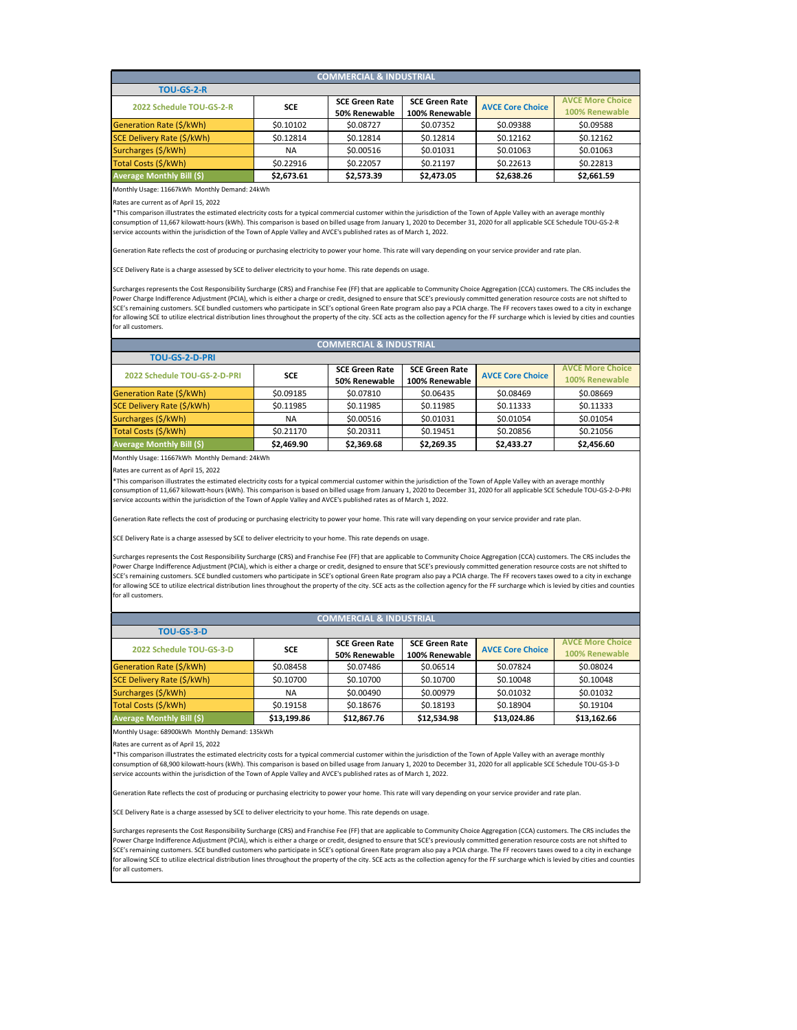## COMMERCIAL & INDUSTRIAL

### TOU-GS-2-R

| 2022 Schedule TOU-GS-2-R | SCE | SCE Green Rate 50% Renewable | SCE Green Rate 100% Renewable | AVCE Core Choice | AVCE More Choice 100% Renewable |
|---|---|---|---|---|---|
| Generation Rate ($/kWh) | $0.10102 | $0.08727 | $0.07352 | $0.09388 | $0.09588 |
| SCE Delivery Rate ($/kWh) | $0.12814 | $0.12814 | $0.12814 | $0.12162 | $0.12162 |
| Surcharges ($/kWh) | NA | $0.00516 | $0.01031 | $0.01063 | $0.01063 |
| Total Costs ($/kWh) | $0.22916 | $0.22057 | $0.21197 | $0.22613 | $0.22813 |
| **Average Monthly Bill ($)** | **$2,673.61** | **$2,573.39** | **$2,473.05** | **$2,638.26** | **$2,661.59** |

Monthly Usage: 11667kWh Monthly Demand: 24kWh

Rates are current as of April 15, 2022

*This comparison illustrates the estimated electricity costs for a typical commercial customer within the jurisdiction of the Town of Apple Valley with an average monthly consumption of 11,667 kilowatt-hours (kWh). This comparison is based on billed usage from January 1, 2020 to December 31, 2020 for all applicable SCE Schedule TOU-GS-2-R service accounts within the jurisdiction of the Town of Apple Valley and AVCE's published rates as of March 1, 2022.

Generation Rate reflects the cost of producing or purchasing electricity to power your home. This rate will vary depending on your service provider and rate plan.

SCE Delivery Rate is a charge assessed by SCE to deliver electricity to your home. This rate depends on usage.

Surcharges represents the Cost Responsibility Surcharge (CRS) and Franchise Fee (FF) that are applicable to Community Choice Aggregation (CCA) customers. The CRS includes the Power Charge Indifference Adjustment (PCIA), which is either a charge or credit, designed to ensure that SCE's previously committed generation resource costs are not shifted to SCE's remaining customers. SCE bundled customers who participate in SCE's optional Green Rate program also pay a PCIA charge. The FF recovers taxes owed to a city in exchange for allowing SCE to utilize electrical distribution lines throughout the property of the city. SCE acts as the collection agency for the FF surcharge which is levied by cities and counties for all customers.

## COMMERCIAL & INDUSTRIAL

### TOU-GS-2-D-PRI

| 2022 Schedule TOU-GS-2-D-PRI | SCE | SCE Green Rate 50% Renewable | SCE Green Rate 100% Renewable | AVCE Core Choice | AVCE More Choice 100% Renewable |
|---|---|---|---|---|---|
| Generation Rate ($/kWh) | $0.09185 | $0.07810 | $0.06435 | $0.08469 | $0.08669 |
| SCE Delivery Rate ($/kWh) | $0.11985 | $0.11985 | $0.11985 | $0.11333 | $0.11333 |
| Surcharges ($/kWh) | NA | $0.00516 | $0.01031 | $0.01054 | $0.01054 |
| Total Costs ($/kWh) | $0.21170 | $0.20311 | $0.19451 | $0.20856 | $0.21056 |
| **Average Monthly Bill ($)** | **$2,469.90** | **$2,369.68** | **$2,269.35** | **$2,433.27** | **$2,456.60** |

Monthly Usage: 11667kWh Monthly Demand: 24kWh

Rates are current as of April 15, 2022

*This comparison illustrates the estimated electricity costs for a typical commercial customer within the jurisdiction of the Town of Apple Valley with an average monthly consumption of 11,667 kilowatt-hours (kWh). This comparison is based on billed usage from January 1, 2020 to December 31, 2020 for all applicable SCE Schedule TOU-GS-2-D-PRI service accounts within the jurisdiction of the Town of Apple Valley and AVCE's published rates as of March 1, 2022.

Generation Rate reflects the cost of producing or purchasing electricity to power your home. This rate will vary depending on your service provider and rate plan.

SCE Delivery Rate is a charge assessed by SCE to deliver electricity to your home. This rate depends on usage.

Surcharges represents the Cost Responsibility Surcharge (CRS) and Franchise Fee (FF) that are applicable to Community Choice Aggregation (CCA) customers. The CRS includes the Power Charge Indifference Adjustment (PCIA), which is either a charge or credit, designed to ensure that SCE's previously committed generation resource costs are not shifted to SCE's remaining customers. SCE bundled customers who participate in SCE's optional Green Rate program also pay a PCIA charge. The FF recovers taxes owed to a city in exchange for allowing SCE to utilize electrical distribution lines throughout the property of the city. SCE acts as the collection agency for the FF surcharge which is levied by cities and counties for all customers.

## COMMERCIAL & INDUSTRIAL

### TOU-GS-3-D

| 2022 Schedule TOU-GS-3-D | SCE | SCE Green Rate 50% Renewable | SCE Green Rate 100% Renewable | AVCE Core Choice | AVCE More Choice 100% Renewable |
|---|---|---|---|---|---|
| Generation Rate ($/kWh) | $0.08458 | $0.07486 | $0.06514 | $0.07824 | $0.08024 |
| SCE Delivery Rate ($/kWh) | $0.10700 | $0.10700 | $0.10700 | $0.10048 | $0.10048 |
| Surcharges ($/kWh) | NA | $0.00490 | $0.00979 | $0.01032 | $0.01032 |
| Total Costs ($/kWh) | $0.19158 | $0.18676 | $0.18193 | $0.18904 | $0.19104 |
| **Average Monthly Bill ($)** | **$13,199.86** | **$12,867.76** | **$12,534.98** | **$13,024.86** | **$13,162.66** |

Monthly Usage: 68900kWh Monthly Demand: 135kWh

Rates are current as of April 15, 2022

*This comparison illustrates the estimated electricity costs for a typical commercial customer within the jurisdiction of the Town of Apple Valley with an average monthly consumption of 68,900 kilowatt-hours (kWh). This comparison is based on billed usage from January 1, 2020 to December 31, 2020 for all applicable SCE Schedule TOU-GS-3-D service accounts within the jurisdiction of the Town of Apple Valley and AVCE's published rates as of March 1, 2022.

Generation Rate reflects the cost of producing or purchasing electricity to power your home. This rate will vary depending on your service provider and rate plan.

SCE Delivery Rate is a charge assessed by SCE to deliver electricity to your home. This rate depends on usage.

Surcharges represents the Cost Responsibility Surcharge (CRS) and Franchise Fee (FF) that are applicable to Community Choice Aggregation (CCA) customers. The CRS includes the Power Charge Indifference Adjustment (PCIA), which is either a charge or credit, designed to ensure that SCE's previously committed generation resource costs are not shifted to SCE's remaining customers. SCE bundled customers who participate in SCE's optional Green Rate program also pay a PCIA charge. The FF recovers taxes owed to a city in exchange for allowing SCE to utilize electrical distribution lines throughout the property of the city. SCE acts as the collection agency for the FF surcharge which is levied by cities and counties for all customers.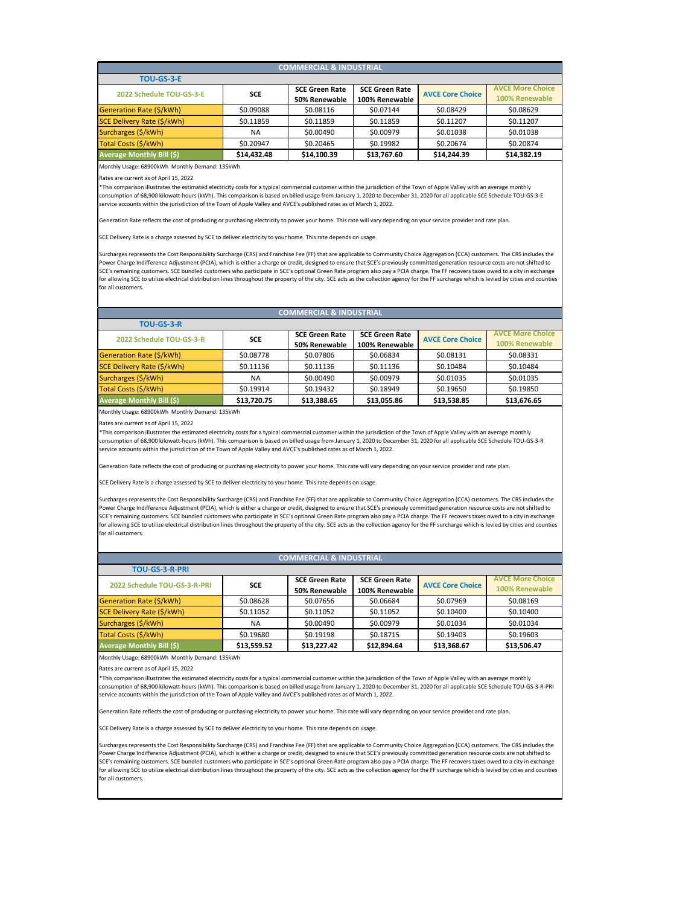## COMMERCIAL & INDUSTRIAL

### TOU-GS-3-E

| 2022 Schedule TOU-GS-3-E | SCE | SCE Green Rate 50% Renewable | SCE Green Rate 100% Renewable | AVCE Core Choice | AVCE More Choice 100% Renewable |
|---|---|---|---|---|---|
| Generation Rate ($/kWh) | $0.09088 | $0.08116 | $0.07144 | $0.08429 | $0.08629 |
| SCE Delivery Rate ($/kWh) | $0.11859 | $0.11859 | $0.11859 | $0.11207 | $0.11207 |
| Surcharges ($/kWh) | NA | $0.00490 | $0.00979 | $0.01038 | $0.01038 |
| Total Costs ($/kWh) | $0.20947 | $0.20465 | $0.19982 | $0.20674 | $0.20874 |
| **Average Monthly Bill ($)** | **$14,432.48** | **$14,100.39** | **$13,767.60** | **$14,244.39** | **$14,382.19** |

Monthly Usage: 68900kWh Monthly Demand: 135kWh

Rates are current as of April 15, 2022

*This comparison illustrates the estimated electricity costs for a typical commercial customer within the jurisdiction of the Town of Apple Valley with an average monthly consumption of 68,900 kilowatt-hours (kWh). This comparison is based on billed usage from January 1, 2020 to December 31, 2020 for all applicable SCE Schedule TOU-GS-3-E service accounts within the jurisdiction of the Town of Apple Valley and AVCE's published rates as of March 1, 2022.

Generation Rate reflects the cost of producing or purchasing electricity to power your home. This rate will vary depending on your service provider and rate plan.

SCE Delivery Rate is a charge assessed by SCE to deliver electricity to your home. This rate depends on usage.

Surcharges represents the Cost Responsibility Surcharge (CRS) and Franchise Fee (FF) that are applicable to Community Choice Aggregation (CCA) customers. The CRS includes the Power Charge Indifference Adjustment (PCIA), which is either a charge or credit, designed to ensure that SCE's previously committed generation resource costs are not shifted to SCE's remaining customers. SCE bundled customers who participate in SCE's optional Green Rate program also pay a PCIA charge. The FF recovers taxes owed to a city in exchange for allowing SCE to utilize electrical distribution lines throughout the property of the city. SCE acts as the collection agency for the FF surcharge which is levied by cities and counties for all customers.

## COMMERCIAL & INDUSTRIAL

### TOU-GS-3-R

| 2022 Schedule TOU-GS-3-R | SCE | SCE Green Rate 50% Renewable | SCE Green Rate 100% Renewable | AVCE Core Choice | AVCE More Choice 100% Renewable |
|---|---|---|---|---|---|
| Generation Rate ($/kWh) | $0.08778 | $0.07806 | $0.06834 | $0.08131 | $0.08331 |
| SCE Delivery Rate ($/kWh) | $0.11136 | $0.11136 | $0.11136 | $0.10484 | $0.10484 |
| Surcharges ($/kWh) | NA | $0.00490 | $0.00979 | $0.01035 | $0.01035 |
| Total Costs ($/kWh) | $0.19914 | $0.19432 | $0.18949 | $0.19650 | $0.19850 |
| **Average Monthly Bill ($)** | **$13,720.75** | **$13,388.65** | **$13,055.86** | **$13,538.85** | **$13,676.65** |

Monthly Usage: 68900kWh Monthly Demand: 135kWh

Rates are current as of April 15, 2022

*This comparison illustrates the estimated electricity costs for a typical commercial customer within the jurisdiction of the Town of Apple Valley with an average monthly consumption of 68,900 kilowatt-hours (kWh). This comparison is based on billed usage from January 1, 2020 to December 31, 2020 for all applicable SCE Schedule TOU-GS-3-R service accounts within the jurisdiction of the Town of Apple Valley and AVCE's published rates as of March 1, 2022.

Generation Rate reflects the cost of producing or purchasing electricity to power your home. This rate will vary depending on your service provider and rate plan.

SCE Delivery Rate is a charge assessed by SCE to deliver electricity to your home. This rate depends on usage.

Surcharges represents the Cost Responsibility Surcharge (CRS) and Franchise Fee (FF) that are applicable to Community Choice Aggregation (CCA) customers. The CRS includes the Power Charge Indifference Adjustment (PCIA), which is either a charge or credit, designed to ensure that SCE's previously committed generation resource costs are not shifted to SCE's remaining customers. SCE bundled customers who participate in SCE's optional Green Rate program also pay a PCIA charge. The FF recovers taxes owed to a city in exchange for allowing SCE to utilize electrical distribution lines throughout the property of the city. SCE acts as the collection agency for the FF surcharge which is levied by cities and counties for all customers.

## COMMERCIAL & INDUSTRIAL

### TOU-GS-3-R-PRI

| 2022 Schedule TOU-GS-3-R-PRI | SCE | SCE Green Rate 50% Renewable | SCE Green Rate 100% Renewable | AVCE Core Choice | AVCE More Choice 100% Renewable |
|---|---|---|---|---|---|
| Generation Rate ($/kWh) | $0.08628 | $0.07656 | $0.06684 | $0.07969 | $0.08169 |
| SCE Delivery Rate ($/kWh) | $0.11052 | $0.11052 | $0.11052 | $0.10400 | $0.10400 |
| Surcharges ($/kWh) | NA | $0.00490 | $0.00979 | $0.01034 | $0.01034 |
| Total Costs ($/kWh) | $0.19680 | $0.19198 | $0.18715 | $0.19403 | $0.19603 |
| **Average Monthly Bill ($)** | **$13,559.52** | **$13,227.42** | **$12,894.64** | **$13,368.67** | **$13,506.47** |

Monthly Usage: 68900kWh Monthly Demand: 135kWh

Rates are current as of April 15, 2022

*This comparison illustrates the estimated electricity costs for a typical commercial customer within the jurisdiction of the Town of Apple Valley with an average monthly consumption of 68,900 kilowatt-hours (kWh). This comparison is based on billed usage from January 1, 2020 to December 31, 2020 for all applicable SCE Schedule TOU-GS-3-R-PRI service accounts within the jurisdiction of the Town of Apple Valley and AVCE's published rates as of March 1, 2022.

Generation Rate reflects the cost of producing or purchasing electricity to power your home. This rate will vary depending on your service provider and rate plan.

SCE Delivery Rate is a charge assessed by SCE to deliver electricity to your home. This rate depends on usage.

Surcharges represents the Cost Responsibility Surcharge (CRS) and Franchise Fee (FF) that are applicable to Community Choice Aggregation (CCA) customers. The CRS includes the Power Charge Indifference Adjustment (PCIA), which is either a charge or credit, designed to ensure that SCE's previously committed generation resource costs are not shifted to SCE's remaining customers. SCE bundled customers who participate in SCE's optional Green Rate program also pay a PCIA charge. The FF recovers taxes owed to a city in exchange for allowing SCE to utilize electrical distribution lines throughout the property of the city. SCE acts as the collection agency for the FF surcharge which is levied by cities and counties for all customers.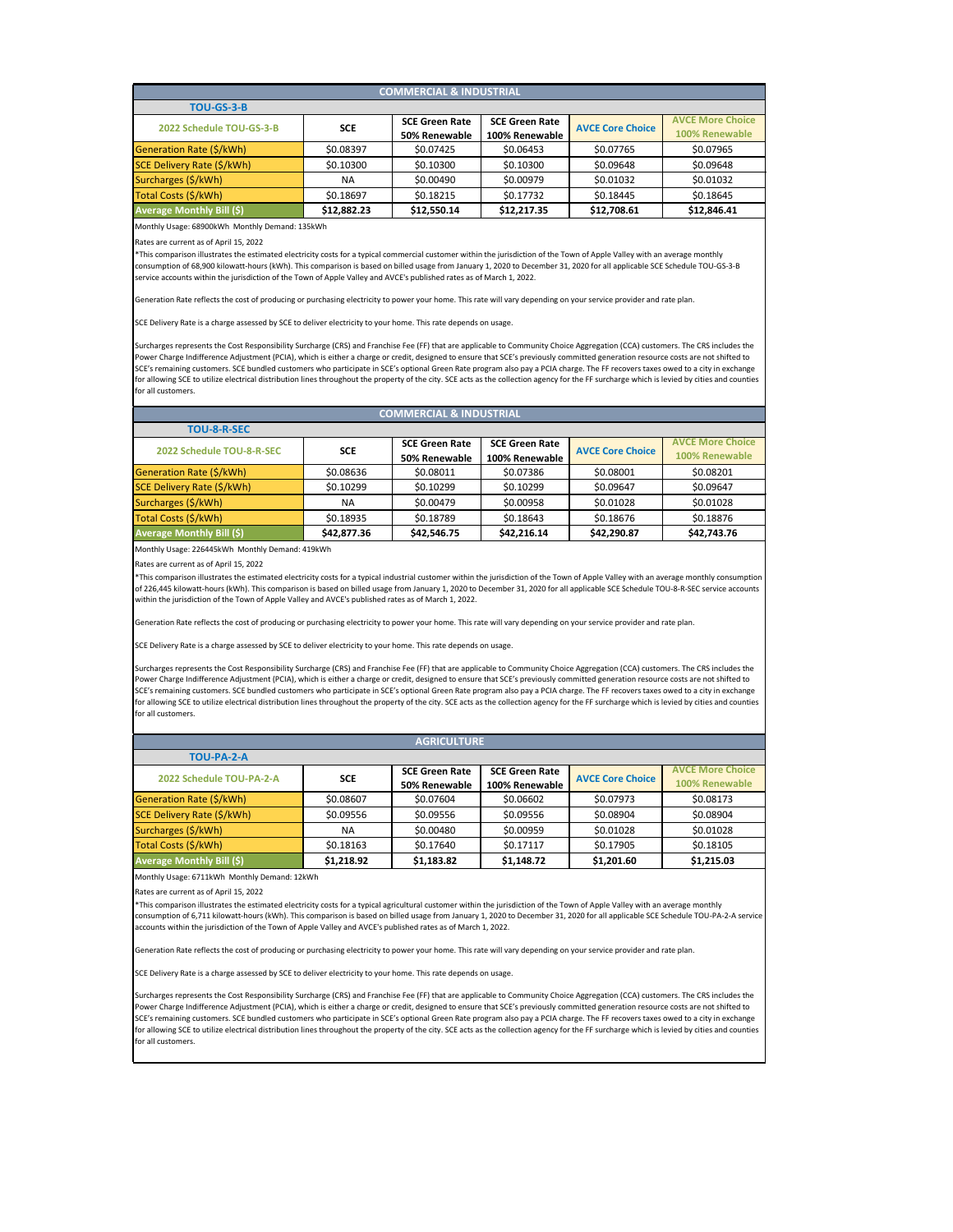## COMMERCIAL & INDUSTRIAL

### TOU-GS-3-B

| 2022 Schedule TOU-GS-3-B | SCE | SCE Green Rate 50% Renewable | SCE Green Rate 100% Renewable | AVCE Core Choice | AVCE More Choice 100% Renewable |
|---|---|---|---|---|---|
| Generation Rate ($/kWh) | $0.08397 | $0.07425 | $0.06453 | $0.07765 | $0.07965 |
| SCE Delivery Rate ($/kWh) | $0.10300 | $0.10300 | $0.10300 | $0.09648 | $0.09648 |
| Surcharges ($/kWh) | NA | $0.00490 | $0.00979 | $0.01032 | $0.01032 |
| Total Costs ($/kWh) | $0.18697 | $0.18215 | $0.17732 | $0.18445 | $0.18645 |
| **Average Monthly Bill ($)** | **$12,882.23** | **$12,550.14** | **$12,217.35** | **$12,708.61** | **$12,846.41** |

Monthly Usage: 68900kWh  Monthly Demand: 135kWh

Rates are current as of April 15, 2022

*This comparison illustrates the estimated electricity costs for a typical commercial customer within the jurisdiction of the Town of Apple Valley with an average monthly consumption of 68,900 kilowatt-hours (kWh). This comparison is based on billed usage from January 1, 2020 to December 31, 2020 for all applicable SCE Schedule TOU-GS-3-B service accounts within the jurisdiction of the Town of Apple Valley and AVCE's published rates as of March 1, 2022.

Generation Rate reflects the cost of producing or purchasing electricity to power your home. This rate will vary depending on your service provider and rate plan.

SCE Delivery Rate is a charge assessed by SCE to deliver electricity to your home. This rate depends on usage.

Surcharges represents the Cost Responsibility Surcharge (CRS) and Franchise Fee (FF) that are applicable to Community Choice Aggregation (CCA) customers. The CRS includes the Power Charge Indifference Adjustment (PCIA), which is either a charge or credit, designed to ensure that SCE's previously committed generation resource costs are not shifted to SCE's remaining customers. SCE bundled customers who participate in SCE's optional Green Rate program also pay a PCIA charge. The FF recovers taxes owed to a city in exchange for allowing SCE to utilize electrical distribution lines throughout the property of the city. SCE acts as the collection agency for the FF surcharge which is levied by cities and counties for all customers.

## COMMERCIAL & INDUSTRIAL

### TOU-8-R-SEC

| 2022 Schedule TOU-8-R-SEC | SCE | SCE Green Rate 50% Renewable | SCE Green Rate 100% Renewable | AVCE Core Choice | AVCE More Choice 100% Renewable |
|---|---|---|---|---|---|
| Generation Rate ($/kWh) | $0.08636 | $0.08011 | $0.07386 | $0.08001 | $0.08201 |
| SCE Delivery Rate ($/kWh) | $0.10299 | $0.10299 | $0.10299 | $0.09647 | $0.09647 |
| Surcharges ($/kWh) | NA | $0.00479 | $0.00958 | $0.01028 | $0.01028 |
| Total Costs ($/kWh) | $0.18935 | $0.18789 | $0.18643 | $0.18676 | $0.18876 |
| **Average Monthly Bill ($)** | **$42,877.36** | **$42,546.75** | **$42,216.14** | **$42,290.87** | **$42,743.76** |

Monthly Usage: 226445kWh  Monthly Demand: 419kWh

Rates are current as of April 15, 2022

*This comparison illustrates the estimated electricity costs for a typical industrial customer within the jurisdiction of the Town of Apple Valley with an average monthly consumption of 226,445 kilowatt-hours (kWh). This comparison is based on billed usage from January 1, 2020 to December 31, 2020 for all applicable SCE Schedule TOU-8-R-SEC service accounts within the jurisdiction of the Town of Apple Valley and AVCE's published rates as of March 1, 2022.

Generation Rate reflects the cost of producing or purchasing electricity to power your home. This rate will vary depending on your service provider and rate plan.

SCE Delivery Rate is a charge assessed by SCE to deliver electricity to your home. This rate depends on usage.

Surcharges represents the Cost Responsibility Surcharge (CRS) and Franchise Fee (FF) that are applicable to Community Choice Aggregation (CCA) customers. The CRS includes the Power Charge Indifference Adjustment (PCIA), which is either a charge or credit, designed to ensure that SCE's previously committed generation resource costs are not shifted to SCE's remaining customers. SCE bundled customers who participate in SCE's optional Green Rate program also pay a PCIA charge. The FF recovers taxes owed to a city in exchange for allowing SCE to utilize electrical distribution lines throughout the property of the city. SCE acts as the collection agency for the FF surcharge which is levied by cities and counties for all customers.

## AGRICULTURE

### TOU-PA-2-A

| 2022 Schedule TOU-PA-2-A | SCE | SCE Green Rate 50% Renewable | SCE Green Rate 100% Renewable | AVCE Core Choice | AVCE More Choice 100% Renewable |
|---|---|---|---|---|---|
| Generation Rate ($/kWh) | $0.08607 | $0.07604 | $0.06602 | $0.07973 | $0.08173 |
| SCE Delivery Rate ($/kWh) | $0.09556 | $0.09556 | $0.09556 | $0.08904 | $0.08904 |
| Surcharges ($/kWh) | NA | $0.00480 | $0.00959 | $0.01028 | $0.01028 |
| Total Costs ($/kWh) | $0.18163 | $0.17640 | $0.17117 | $0.17905 | $0.18105 |
| **Average Monthly Bill ($)** | **$1,218.92** | **$1,183.82** | **$1,148.72** | **$1,201.60** | **$1,215.03** |

Monthly Usage: 6711kWh  Monthly Demand: 12kWh

Rates are current as of April 15, 2022

*This comparison illustrates the estimated electricity costs for a typical agricultural customer within the jurisdiction of the Town of Apple Valley with an average monthly consumption of 6,711 kilowatt-hours (kWh). This comparison is based on billed usage from January 1, 2020 to December 31, 2020 for all applicable SCE Schedule TOU-PA-2-A service accounts within the jurisdiction of the Town of Apple Valley and AVCE's published rates as of March 1, 2022.

Generation Rate reflects the cost of producing or purchasing electricity to power your home. This rate will vary depending on your service provider and rate plan.

SCE Delivery Rate is a charge assessed by SCE to deliver electricity to your home. This rate depends on usage.

Surcharges represents the Cost Responsibility Surcharge (CRS) and Franchise Fee (FF) that are applicable to Community Choice Aggregation (CCA) customers. The CRS includes the Power Charge Indifference Adjustment (PCIA), which is either a charge or credit, designed to ensure that SCE's previously committed generation resource costs are not shifted to SCE's remaining customers. SCE bundled customers who participate in SCE's optional Green Rate program also pay a PCIA charge. The FF recovers taxes owed to a city in exchange for allowing SCE to utilize electrical distribution lines throughout the property of the city. SCE acts as the collection agency for the FF surcharge which is levied by cities and counties for all customers.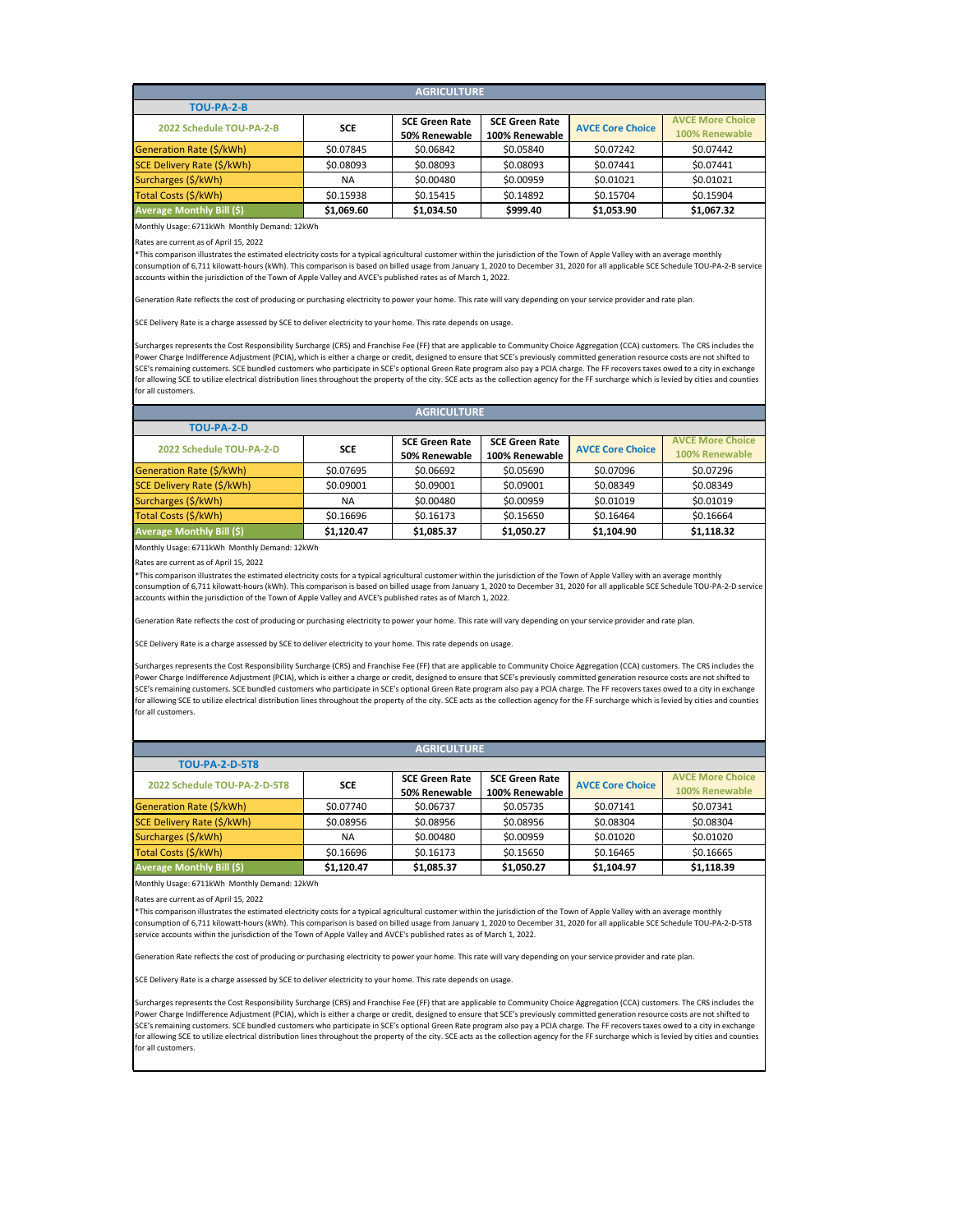## AGRICULTURE

### TOU-PA-2-B

| 2022 Schedule TOU-PA-2-B | SCE | SCE Green Rate 50% Renewable | SCE Green Rate 100% Renewable | AVCE Core Choice | AVCE More Choice 100% Renewable |
|---|---|---|---|---|---|
| Generation Rate ($/kWh) | $0.07845 | $0.06842 | $0.05840 | $0.07242 | $0.07442 |
| SCE Delivery Rate ($/kWh) | $0.08093 | $0.08093 | $0.08093 | $0.07441 | $0.07441 |
| Surcharges ($/kWh) | NA | $0.00480 | $0.00959 | $0.01021 | $0.01021 |
| Total Costs ($/kWh) | $0.15938 | $0.15415 | $0.14892 | $0.15704 | $0.15904 |
| **Average Monthly Bill ($)** | **$1,069.60** | **$1,034.50** | **$999.40** | **$1,053.90** | **$1,067.32** |

Monthly Usage: 6711kWh Monthly Demand: 12kWh

Rates are current as of April 15, 2022

*This comparison illustrates the estimated electricity costs for a typical agricultural customer within the jurisdiction of the Town of Apple Valley with an average monthly consumption of 6,711 kilowatt-hours (kWh). This comparison is based on billed usage from January 1, 2020 to December 31, 2020 for all applicable SCE Schedule TOU-PA-2-B service accounts within the jurisdiction of the Town of Apple Valley and AVCE's published rates as of March 1, 2022.

Generation Rate reflects the cost of producing or purchasing electricity to power your home. This rate will vary depending on your service provider and rate plan.

SCE Delivery Rate is a charge assessed by SCE to deliver electricity to your home. This rate depends on usage.

Surcharges represents the Cost Responsibility Surcharge (CRS) and Franchise Fee (FF) that are applicable to Community Choice Aggregation (CCA) customers. The CRS includes the Power Charge Indifference Adjustment (PCIA), which is either a charge or credit, designed to ensure that SCE's previously committed generation resource costs are not shifted to SCE's remaining customers. SCE bundled customers who participate in SCE's optional Green Rate program also pay a PCIA charge. The FF recovers taxes owed to a city in exchange for allowing SCE to utilize electrical distribution lines throughout the property of the city. SCE acts as the collection agency for the FF surcharge which is levied by cities and counties for all customers.

## AGRICULTURE

### TOU-PA-2-D

| 2022 Schedule TOU-PA-2-D | SCE | SCE Green Rate 50% Renewable | SCE Green Rate 100% Renewable | AVCE Core Choice | AVCE More Choice 100% Renewable |
|---|---|---|---|---|---|
| Generation Rate ($/kWh) | $0.07695 | $0.06692 | $0.05690 | $0.07096 | $0.07296 |
| SCE Delivery Rate ($/kWh) | $0.09001 | $0.09001 | $0.09001 | $0.08349 | $0.08349 |
| Surcharges ($/kWh) | NA | $0.00480 | $0.00959 | $0.01019 | $0.01019 |
| Total Costs ($/kWh) | $0.16696 | $0.16173 | $0.15650 | $0.16464 | $0.16664 |
| **Average Monthly Bill ($)** | **$1,120.47** | **$1,085.37** | **$1,050.27** | **$1,104.90** | **$1,118.32** |

Monthly Usage: 6711kWh Monthly Demand: 12kWh

Rates are current as of April 15, 2022

*This comparison illustrates the estimated electricity costs for a typical agricultural customer within the jurisdiction of the Town of Apple Valley with an average monthly consumption of 6,711 kilowatt-hours (kWh). This comparison is based on billed usage from January 1, 2020 to December 31, 2020 for all applicable SCE Schedule TOU-PA-2-D service accounts within the jurisdiction of the Town of Apple Valley and AVCE's published rates as of March 1, 2022.

Generation Rate reflects the cost of producing or purchasing electricity to power your home. This rate will vary depending on your service provider and rate plan.

SCE Delivery Rate is a charge assessed by SCE to deliver electricity to your home. This rate depends on usage.

Surcharges represents the Cost Responsibility Surcharge (CRS) and Franchise Fee (FF) that are applicable to Community Choice Aggregation (CCA) customers. The CRS includes the Power Charge Indifference Adjustment (PCIA), which is either a charge or credit, designed to ensure that SCE's previously committed generation resource costs are not shifted to SCE's remaining customers. SCE bundled customers who participate in SCE's optional Green Rate program also pay a PCIA charge. The FF recovers taxes owed to a city in exchange for allowing SCE to utilize electrical distribution lines throughout the property of the city. SCE acts as the collection agency for the FF surcharge which is levied by cities and counties for all customers.

## AGRICULTURE

### TOU-PA-2-D-5T8

| 2022 Schedule TOU-PA-2-D-5T8 | SCE | SCE Green Rate 50% Renewable | SCE Green Rate 100% Renewable | AVCE Core Choice | AVCE More Choice 100% Renewable |
|---|---|---|---|---|---|
| Generation Rate ($/kWh) | $0.07740 | $0.06737 | $0.05735 | $0.07141 | $0.07341 |
| SCE Delivery Rate ($/kWh) | $0.08956 | $0.08956 | $0.08956 | $0.08304 | $0.08304 |
| Surcharges ($/kWh) | NA | $0.00480 | $0.00959 | $0.01020 | $0.01020 |
| Total Costs ($/kWh) | $0.16696 | $0.16173 | $0.15650 | $0.16465 | $0.16665 |
| **Average Monthly Bill ($)** | **$1,120.47** | **$1,085.37** | **$1,050.27** | **$1,104.97** | **$1,118.39** |

Monthly Usage: 6711kWh Monthly Demand: 12kWh

Rates are current as of April 15, 2022

*This comparison illustrates the estimated electricity costs for a typical agricultural customer within the jurisdiction of the Town of Apple Valley with an average monthly consumption of 6,711 kilowatt-hours (kWh). This comparison is based on billed usage from January 1, 2020 to December 31, 2020 for all applicable SCE Schedule TOU-PA-2-D-5T8 service accounts within the jurisdiction of the Town of Apple Valley and AVCE's published rates as of March 1, 2022.

Generation Rate reflects the cost of producing or purchasing electricity to power your home. This rate will vary depending on your service provider and rate plan.

SCE Delivery Rate is a charge assessed by SCE to deliver electricity to your home. This rate depends on usage.

Surcharges represents the Cost Responsibility Surcharge (CRS) and Franchise Fee (FF) that are applicable to Community Choice Aggregation (CCA) customers. The CRS includes the Power Charge Indifference Adjustment (PCIA), which is either a charge or credit, designed to ensure that SCE's previously committed generation resource costs are not shifted to SCE's remaining customers. SCE bundled customers who participate in SCE's optional Green Rate program also pay a PCIA charge. The FF recovers taxes owed to a city in exchange for allowing SCE to utilize electrical distribution lines throughout the property of the city. SCE acts as the collection agency for the FF surcharge which is levied by cities and counties for all customers.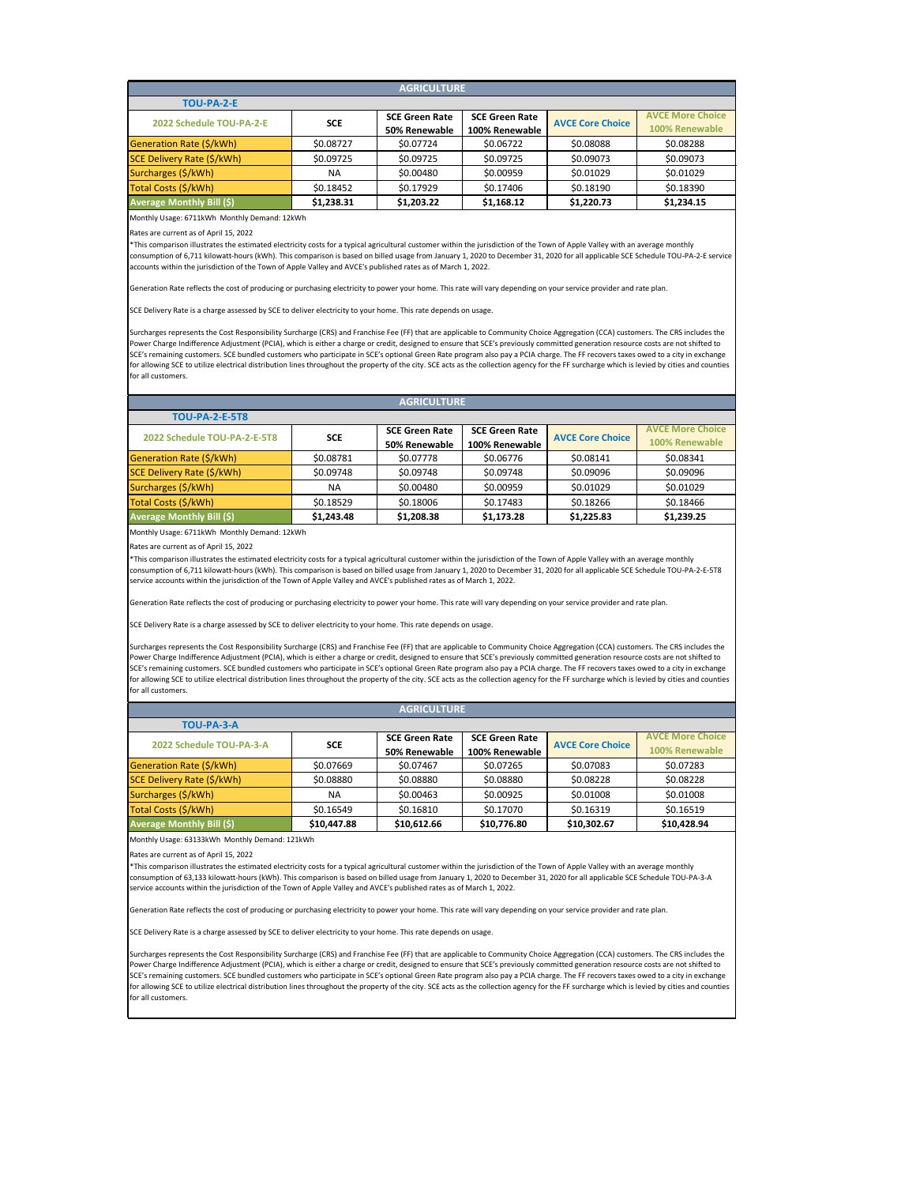## AGRICULTURE

### TOU-PA-2-E

| 2022 Schedule TOU-PA-2-E | SCE | SCE Green Rate 50% Renewable | SCE Green Rate 100% Renewable | AVCE Core Choice | AVCE More Choice 100% Renewable |
|---|---|---|---|---|---|
| Generation Rate ($/kWh) | $0.08727 | $0.07724 | $0.06722 | $0.08088 | $0.08288 |
| SCE Delivery Rate ($/kWh) | $0.09725 | $0.09725 | $0.09725 | $0.09073 | $0.09073 |
| Surcharges ($/kWh) | NA | $0.00480 | $0.00959 | $0.01029 | $0.01029 |
| Total Costs ($/kWh) | $0.18452 | $0.17929 | $0.17406 | $0.18190 | $0.18390 |
| **Average Monthly Bill ($)** | **$1,238.31** | **$1,203.22** | **$1,168.12** | **$1,220.73** | **$1,234.15** |

Monthly Usage: 6711kWh Monthly Demand: 12kWh

Rates are current as of April 15, 2022

*This comparison illustrates the estimated electricity costs for a typical agricultural customer within the jurisdiction of the Town of Apple Valley with an average monthly consumption of 6,711 kilowatt-hours (kWh). This comparison is based on billed usage from January 1, 2020 to December 31, 2020 for all applicable SCE Schedule TOU-PA-2-E service accounts within the jurisdiction of the Town of Apple Valley and AVCE's published rates as of March 1, 2022.

Generation Rate reflects the cost of producing or purchasing electricity to power your home. This rate will vary depending on your service provider and rate plan.

SCE Delivery Rate is a charge assessed by SCE to deliver electricity to your home. This rate depends on usage.

Surcharges represents the Cost Responsibility Surcharge (CRS) and Franchise Fee (FF) that are applicable to Community Choice Aggregation (CCA) customers. The CRS includes the Power Charge Indifference Adjustment (PCIA), which is either a charge or credit, designed to ensure that SCE's previously committed generation resource costs are not shifted to SCE's remaining customers. SCE bundled customers who participate in SCE's optional Green Rate program also pay a PCIA charge. The FF recovers taxes owed to a city in exchange for allowing SCE to utilize electrical distribution lines throughout the property of the city. SCE acts as the collection agency for the FF surcharge which is levied by cities and counties for all customers.

## AGRICULTURE

### TOU-PA-2-E-5T8

| 2022 Schedule TOU-PA-2-E-5T8 | SCE | SCE Green Rate 50% Renewable | SCE Green Rate 100% Renewable | AVCE Core Choice | AVCE More Choice 100% Renewable |
|---|---|---|---|---|---|
| Generation Rate ($/kWh) | $0.08781 | $0.07778 | $0.06776 | $0.08141 | $0.08341 |
| SCE Delivery Rate ($/kWh) | $0.09748 | $0.09748 | $0.09748 | $0.09096 | $0.09096 |
| Surcharges ($/kWh) | NA | $0.00480 | $0.00959 | $0.01029 | $0.01029 |
| Total Costs ($/kWh) | $0.18529 | $0.18006 | $0.17483 | $0.18266 | $0.18466 |
| **Average Monthly Bill ($)** | **$1,243.48** | **$1,208.38** | **$1,173.28** | **$1,225.83** | **$1,239.25** |

Monthly Usage: 6711kWh Monthly Demand: 12kWh

Rates are current as of April 15, 2022

*This comparison illustrates the estimated electricity costs for a typical agricultural customer within the jurisdiction of the Town of Apple Valley with an average monthly consumption of 6,711 kilowatt-hours (kWh). This comparison is based on billed usage from January 1, 2020 to December 31, 2020 for all applicable SCE Schedule TOU-PA-2-E-5T8 service accounts within the jurisdiction of the Town of Apple Valley and AVCE's published rates as of March 1, 2022.

Generation Rate reflects the cost of producing or purchasing electricity to power your home. This rate will vary depending on your service provider and rate plan.

SCE Delivery Rate is a charge assessed by SCE to deliver electricity to your home. This rate depends on usage.

Surcharges represents the Cost Responsibility Surcharge (CRS) and Franchise Fee (FF) that are applicable to Community Choice Aggregation (CCA) customers. The CRS includes the Power Charge Indifference Adjustment (PCIA), which is either a charge or credit, designed to ensure that SCE's previously committed generation resource costs are not shifted to SCE's remaining customers. SCE bundled customers who participate in SCE's optional Green Rate program also pay a PCIA charge. The FF recovers taxes owed to a city in exchange for allowing SCE to utilize electrical distribution lines throughout the property of the city. SCE acts as the collection agency for the FF surcharge which is levied by cities and counties for all customers.

## AGRICULTURE

### TOU-PA-3-A

| 2022 Schedule TOU-PA-3-A | SCE | SCE Green Rate 50% Renewable | SCE Green Rate 100% Renewable | AVCE Core Choice | AVCE More Choice 100% Renewable |
|---|---|---|---|---|---|
| Generation Rate ($/kWh) | $0.07669 | $0.07467 | $0.07265 | $0.07083 | $0.07283 |
| SCE Delivery Rate ($/kWh) | $0.08880 | $0.08880 | $0.08880 | $0.08228 | $0.08228 |
| Surcharges ($/kWh) | NA | $0.00463 | $0.00925 | $0.01008 | $0.01008 |
| Total Costs ($/kWh) | $0.16549 | $0.16810 | $0.17070 | $0.16319 | $0.16519 |
| **Average Monthly Bill ($)** | **$10,447.88** | **$10,612.66** | **$10,776.80** | **$10,302.67** | **$10,428.94** |

Monthly Usage: 63133kWh Monthly Demand: 121kWh

Rates are current as of April 15, 2022

*This comparison illustrates the estimated electricity costs for a typical agricultural customer within the jurisdiction of the Town of Apple Valley with an average monthly consumption of 63,133 kilowatt-hours (kWh). This comparison is based on billed usage from January 1, 2020 to December 31, 2020 for all applicable SCE Schedule TOU-PA-3-A service accounts within the jurisdiction of the Town of Apple Valley and AVCE's published rates as of March 1, 2022.

Generation Rate reflects the cost of producing or purchasing electricity to power your home. This rate will vary depending on your service provider and rate plan.

SCE Delivery Rate is a charge assessed by SCE to deliver electricity to your home. This rate depends on usage.

Surcharges represents the Cost Responsibility Surcharge (CRS) and Franchise Fee (FF) that are applicable to Community Choice Aggregation (CCA) customers. The CRS includes the Power Charge Indifference Adjustment (PCIA), which is either a charge or credit, designed to ensure that SCE's previously committed generation resource costs are not shifted to SCE's remaining customers. SCE bundled customers who participate in SCE's optional Green Rate program also pay a PCIA charge. The FF recovers taxes owed to a city in exchange for allowing SCE to utilize electrical distribution lines throughout the property of the city. SCE acts as the collection agency for the FF surcharge which is levied by cities and counties for all customers.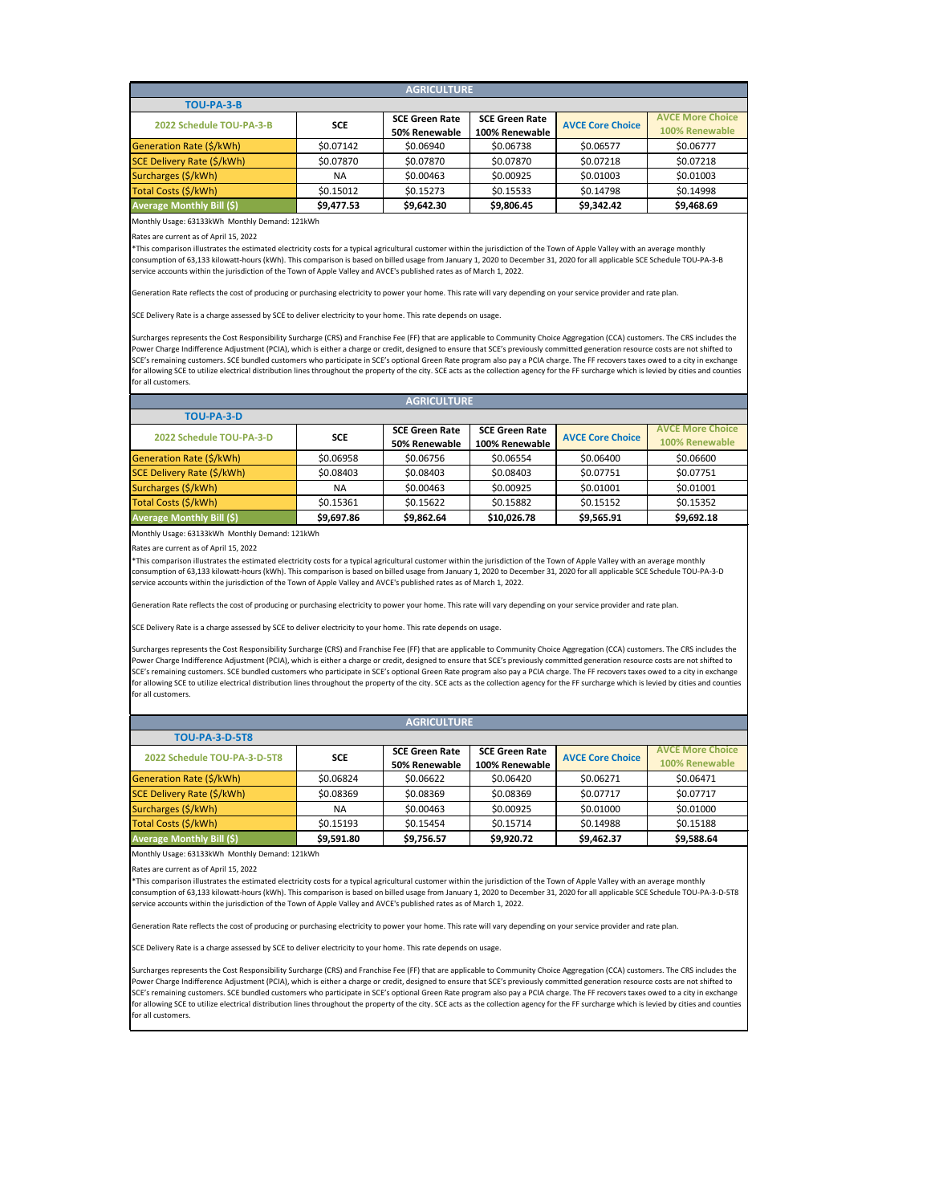## AGRICULTURE

### TOU-PA-3-B

| 2022 Schedule TOU-PA-3-B | SCE | SCE Green Rate 50% Renewable | SCE Green Rate 100% Renewable | AVCE Core Choice | AVCE More Choice 100% Renewable |
|---|---|---|---|---|---|
| Generation Rate ($/kWh) | $0.07142 | $0.06940 | $0.06738 | $0.06577 | $0.06777 |
| SCE Delivery Rate ($/kWh) | $0.07870 | $0.07870 | $0.07870 | $0.07218 | $0.07218 |
| Surcharges ($/kWh) | NA | $0.00463 | $0.00925 | $0.01003 | $0.01003 |
| Total Costs ($/kWh) | $0.15012 | $0.15273 | $0.15533 | $0.14798 | $0.14998 |
| **Average Monthly Bill ($)** | **$9,477.53** | **$9,642.30** | **$9,806.45** | **$9,342.42** | **$9,468.69** |

Monthly Usage: 63133kWh Monthly Demand: 121kWh

Rates are current as of April 15, 2022

*This comparison illustrates the estimated electricity costs for a typical agricultural customer within the jurisdiction of the Town of Apple Valley with an average monthly consumption of 63,133 kilowatt-hours (kWh). This comparison is based on billed usage from January 1, 2020 to December 31, 2020 for all applicable SCE Schedule TOU-PA-3-B service accounts within the jurisdiction of the Town of Apple Valley and AVCE's published rates as of March 1, 2022.

Generation Rate reflects the cost of producing or purchasing electricity to power your home. This rate will vary depending on your service provider and rate plan.

SCE Delivery Rate is a charge assessed by SCE to deliver electricity to your home. This rate depends on usage.

Surcharges represents the Cost Responsibility Surcharge (CRS) and Franchise Fee (FF) that are applicable to Community Choice Aggregation (CCA) customers. The CRS includes the Power Charge Indifference Adjustment (PCIA), which is either a charge or credit, designed to ensure that SCE's previously committed generation resource costs are not shifted to SCE's remaining customers. SCE bundled customers who participate in SCE's optional Green Rate program also pay a PCIA charge. The FF recovers taxes owed to a city in exchange for allowing SCE to utilize electrical distribution lines throughout the property of the city. SCE acts as the collection agency for the FF surcharge which is levied by cities and counties for all customers.

## AGRICULTURE

### TOU-PA-3-D

| 2022 Schedule TOU-PA-3-D | SCE | SCE Green Rate 50% Renewable | SCE Green Rate 100% Renewable | AVCE Core Choice | AVCE More Choice 100% Renewable |
|---|---|---|---|---|---|
| Generation Rate ($/kWh) | $0.06958 | $0.06756 | $0.06554 | $0.06400 | $0.06600 |
| SCE Delivery Rate ($/kWh) | $0.08403 | $0.08403 | $0.08403 | $0.07751 | $0.07751 |
| Surcharges ($/kWh) | NA | $0.00463 | $0.00925 | $0.01001 | $0.01001 |
| Total Costs ($/kWh) | $0.15361 | $0.15622 | $0.15882 | $0.15152 | $0.15352 |
| **Average Monthly Bill ($)** | **$9,697.86** | **$9,862.64** | **$10,026.78** | **$9,565.91** | **$9,692.18** |

Monthly Usage: 63133kWh Monthly Demand: 121kWh

Rates are current as of April 15, 2022

*This comparison illustrates the estimated electricity costs for a typical agricultural customer within the jurisdiction of the Town of Apple Valley with an average monthly consumption of 63,133 kilowatt-hours (kWh). This comparison is based on billed usage from January 1, 2020 to December 31, 2020 for all applicable SCE Schedule TOU-PA-3-D service accounts within the jurisdiction of the Town of Apple Valley and AVCE's published rates as of March 1, 2022.

Generation Rate reflects the cost of producing or purchasing electricity to power your home. This rate will vary depending on your service provider and rate plan.

SCE Delivery Rate is a charge assessed by SCE to deliver electricity to your home. This rate depends on usage.

Surcharges represents the Cost Responsibility Surcharge (CRS) and Franchise Fee (FF) that are applicable to Community Choice Aggregation (CCA) customers. The CRS includes the Power Charge Indifference Adjustment (PCIA), which is either a charge or credit, designed to ensure that SCE's previously committed generation resource costs are not shifted to SCE's remaining customers. SCE bundled customers who participate in SCE's optional Green Rate program also pay a PCIA charge. The FF recovers taxes owed to a city in exchange for allowing SCE to utilize electrical distribution lines throughout the property of the city. SCE acts as the collection agency for the FF surcharge which is levied by cities and counties for all customers.

## AGRICULTURE

### TOU-PA-3-D-5T8

| 2022 Schedule TOU-PA-3-D-5T8 | SCE | SCE Green Rate 50% Renewable | SCE Green Rate 100% Renewable | AVCE Core Choice | AVCE More Choice 100% Renewable |
|---|---|---|---|---|---|
| Generation Rate ($/kWh) | $0.06824 | $0.06622 | $0.06420 | $0.06271 | $0.06471 |
| SCE Delivery Rate ($/kWh) | $0.08369 | $0.08369 | $0.08369 | $0.07717 | $0.07717 |
| Surcharges ($/kWh) | NA | $0.00463 | $0.00925 | $0.01000 | $0.01000 |
| Total Costs ($/kWh) | $0.15193 | $0.15454 | $0.15714 | $0.14988 | $0.15188 |
| **Average Monthly Bill ($)** | **$9,591.80** | **$9,756.57** | **$9,920.72** | **$9,462.37** | **$9,588.64** |

Monthly Usage: 63133kWh Monthly Demand: 121kWh

Rates are current as of April 15, 2022

*This comparison illustrates the estimated electricity costs for a typical agricultural customer within the jurisdiction of the Town of Apple Valley with an average monthly consumption of 63,133 kilowatt-hours (kWh). This comparison is based on billed usage from January 1, 2020 to December 31, 2020 for all applicable SCE Schedule TOU-PA-3-D-5T8 service accounts within the jurisdiction of the Town of Apple Valley and AVCE's published rates as of March 1, 2022.

Generation Rate reflects the cost of producing or purchasing electricity to power your home. This rate will vary depending on your service provider and rate plan.

SCE Delivery Rate is a charge assessed by SCE to deliver electricity to your home. This rate depends on usage.

Surcharges represents the Cost Responsibility Surcharge (CRS) and Franchise Fee (FF) that are applicable to Community Choice Aggregation (CCA) customers. The CRS includes the Power Charge Indifference Adjustment (PCIA), which is either a charge or credit, designed to ensure that SCE's previously committed generation resource costs are not shifted to SCE's remaining customers. SCE bundled customers who participate in SCE's optional Green Rate program also pay a PCIA charge. The FF recovers taxes owed to a city in exchange for allowing SCE to utilize electrical distribution lines throughout the property of the city. SCE acts as the collection agency for the FF surcharge which is levied by cities and counties for all customers.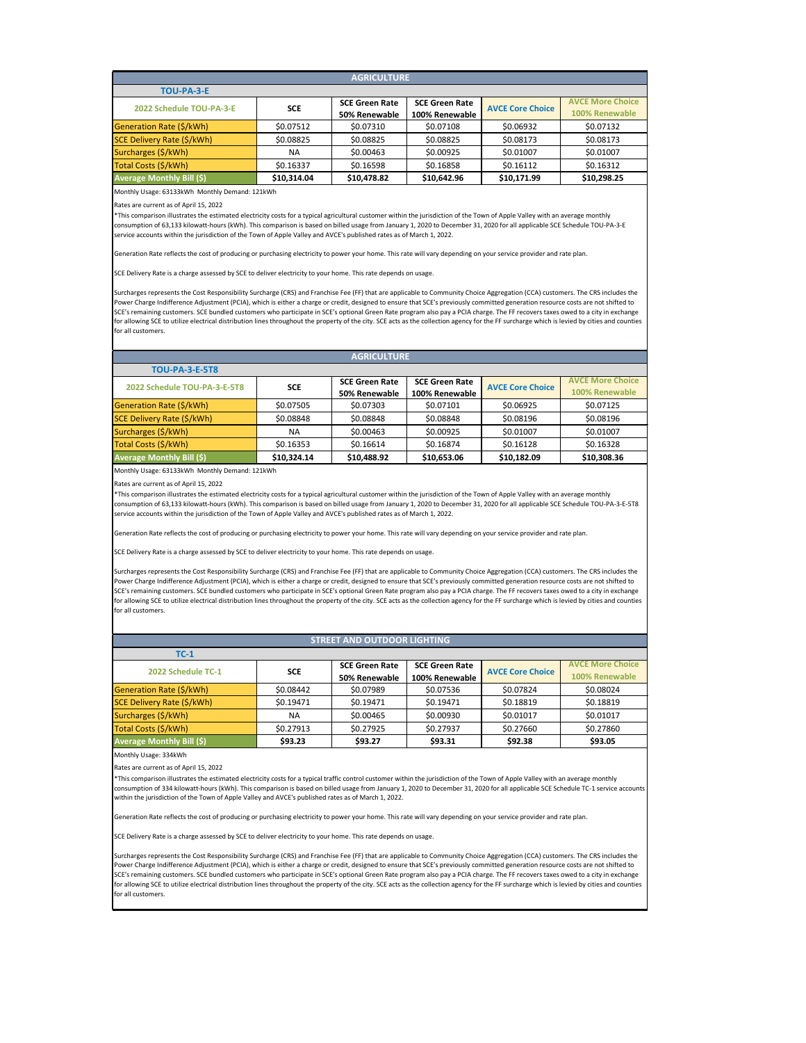## AGRICULTURE

### TOU-PA-3-E

| 2022 Schedule TOU-PA-3-E | SCE | SCE Green Rate 50% Renewable | SCE Green Rate 100% Renewable | AVCE Core Choice | AVCE More Choice 100% Renewable |
|---|---|---|---|---|---|
| Generation Rate ($/kWh) | $0.07512 | $0.07310 | $0.07108 | $0.06932 | $0.07132 |
| SCE Delivery Rate ($/kWh) | $0.08825 | $0.08825 | $0.08825 | $0.08173 | $0.08173 |
| Surcharges ($/kWh) | NA | $0.00463 | $0.00925 | $0.01007 | $0.01007 |
| Total Costs ($/kWh) | $0.16337 | $0.16598 | $0.16858 | $0.16112 | $0.16312 |
| **Average Monthly Bill ($)** | **$10,314.04** | **$10,478.82** | **$10,642.96** | **$10,171.99** | **$10,298.25** |

Monthly Usage: 63133kWh Monthly Demand: 121kWh

Rates are current as of April 15, 2022

*This comparison illustrates the estimated electricity costs for a typical agricultural customer within the jurisdiction of the Town of Apple Valley with an average monthly consumption of 63,133 kilowatt-hours (kWh). This comparison is based on billed usage from January 1, 2020 to December 31, 2020 for all applicable SCE Schedule TOU-PA-3-E service accounts within the jurisdiction of the Town of Apple Valley and AVCE's published rates as of March 1, 2022.

Generation Rate reflects the cost of producing or purchasing electricity to power your home. This rate will vary depending on your service provider and rate plan.

SCE Delivery Rate is a charge assessed by SCE to deliver electricity to your home. This rate depends on usage.

Surcharges represents the Cost Responsibility Surcharge (CRS) and Franchise Fee (FF) that are applicable to Community Choice Aggregation (CCA) customers. The CRS includes the Power Charge Indifference Adjustment (PCIA), which is either a charge or credit, designed to ensure that SCE's previously committed generation resource costs are not shifted to SCE's remaining customers. SCE bundled customers who participate in SCE's optional Green Rate program also pay a PCIA charge. The FF recovers taxes owed to a city in exchange for allowing SCE to utilize electrical distribution lines throughout the property of the city. SCE acts as the collection agency for the FF surcharge which is levied by cities and counties for all customers.

## AGRICULTURE

### TOU-PA-3-E-5T8

| 2022 Schedule TOU-PA-3-E-5T8 | SCE | SCE Green Rate 50% Renewable | SCE Green Rate 100% Renewable | AVCE Core Choice | AVCE More Choice 100% Renewable |
|---|---|---|---|---|---|
| Generation Rate ($/kWh) | $0.07505 | $0.07303 | $0.07101 | $0.06925 | $0.07125 |
| SCE Delivery Rate ($/kWh) | $0.08848 | $0.08848 | $0.08848 | $0.08196 | $0.08196 |
| Surcharges ($/kWh) | NA | $0.00463 | $0.00925 | $0.01007 | $0.01007 |
| Total Costs ($/kWh) | $0.16353 | $0.16614 | $0.16874 | $0.16128 | $0.16328 |
| **Average Monthly Bill ($)** | **$10,324.14** | **$10,488.92** | **$10,653.06** | **$10,182.09** | **$10,308.36** |

Monthly Usage: 63133kWh Monthly Demand: 121kWh

Rates are current as of April 15, 2022

*This comparison illustrates the estimated electricity costs for a typical agricultural customer within the jurisdiction of the Town of Apple Valley with an average monthly consumption of 63,133 kilowatt-hours (kWh). This comparison is based on billed usage from January 1, 2020 to December 31, 2020 for all applicable SCE Schedule TOU-PA-3-E-5T8 service accounts within the jurisdiction of the Town of Apple Valley and AVCE's published rates as of March 1, 2022.

Generation Rate reflects the cost of producing or purchasing electricity to power your home. This rate will vary depending on your service provider and rate plan.

SCE Delivery Rate is a charge assessed by SCE to deliver electricity to your home. This rate depends on usage.

Surcharges represents the Cost Responsibility Surcharge (CRS) and Franchise Fee (FF) that are applicable to Community Choice Aggregation (CCA) customers. The CRS includes the Power Charge Indifference Adjustment (PCIA), which is either a charge or credit, designed to ensure that SCE's previously committed generation resource costs are not shifted to SCE's remaining customers. SCE bundled customers who participate in SCE's optional Green Rate program also pay a PCIA charge. The FF recovers taxes owed to a city in exchange for allowing SCE to utilize electrical distribution lines throughout the property of the city. SCE acts as the collection agency for the FF surcharge which is levied by cities and counties for all customers.

## STREET AND OUTDOOR LIGHTING

### TC-1

| 2022 Schedule TC-1 | SCE | SCE Green Rate 50% Renewable | SCE Green Rate 100% Renewable | AVCE Core Choice | AVCE More Choice 100% Renewable |
|---|---|---|---|---|---|
| Generation Rate ($/kWh) | $0.08442 | $0.07989 | $0.07536 | $0.07824 | $0.08024 |
| SCE Delivery Rate ($/kWh) | $0.19471 | $0.19471 | $0.19471 | $0.18819 | $0.18819 |
| Surcharges ($/kWh) | NA | $0.00465 | $0.00930 | $0.01017 | $0.01017 |
| Total Costs ($/kWh) | $0.27913 | $0.27925 | $0.27937 | $0.27660 | $0.27860 |
| **Average Monthly Bill ($)** | **$93.23** | **$93.27** | **$93.31** | **$92.38** | **$93.05** |

Monthly Usage: 334kWh

Rates are current as of April 15, 2022

*This comparison illustrates the estimated electricity costs for a typical traffic control customer within the jurisdiction of the Town of Apple Valley with an average monthly consumption of 334 kilowatt-hours (kWh). This comparison is based on billed usage from January 1, 2020 to December 31, 2020 for all applicable SCE Schedule TC-1 service accounts within the jurisdiction of the Town of Apple Valley and AVCE's published rates as of March 1, 2022.

Generation Rate reflects the cost of producing or purchasing electricity to power your home. This rate will vary depending on your service provider and rate plan.

SCE Delivery Rate is a charge assessed by SCE to deliver electricity to your home. This rate depends on usage.

Surcharges represents the Cost Responsibility Surcharge (CRS) and Franchise Fee (FF) that are applicable to Community Choice Aggregation (CCA) customers. The CRS includes the Power Charge Indifference Adjustment (PCIA), which is either a charge or credit, designed to ensure that SCE's previously committed generation resource costs are not shifted to SCE's remaining customers. SCE bundled customers who participate in SCE's optional Green Rate program also pay a PCIA charge. The FF recovers taxes owed to a city in exchange for allowing SCE to utilize electrical distribution lines throughout the property of the city. SCE acts as the collection agency for the FF surcharge which is levied by cities and counties for all customers.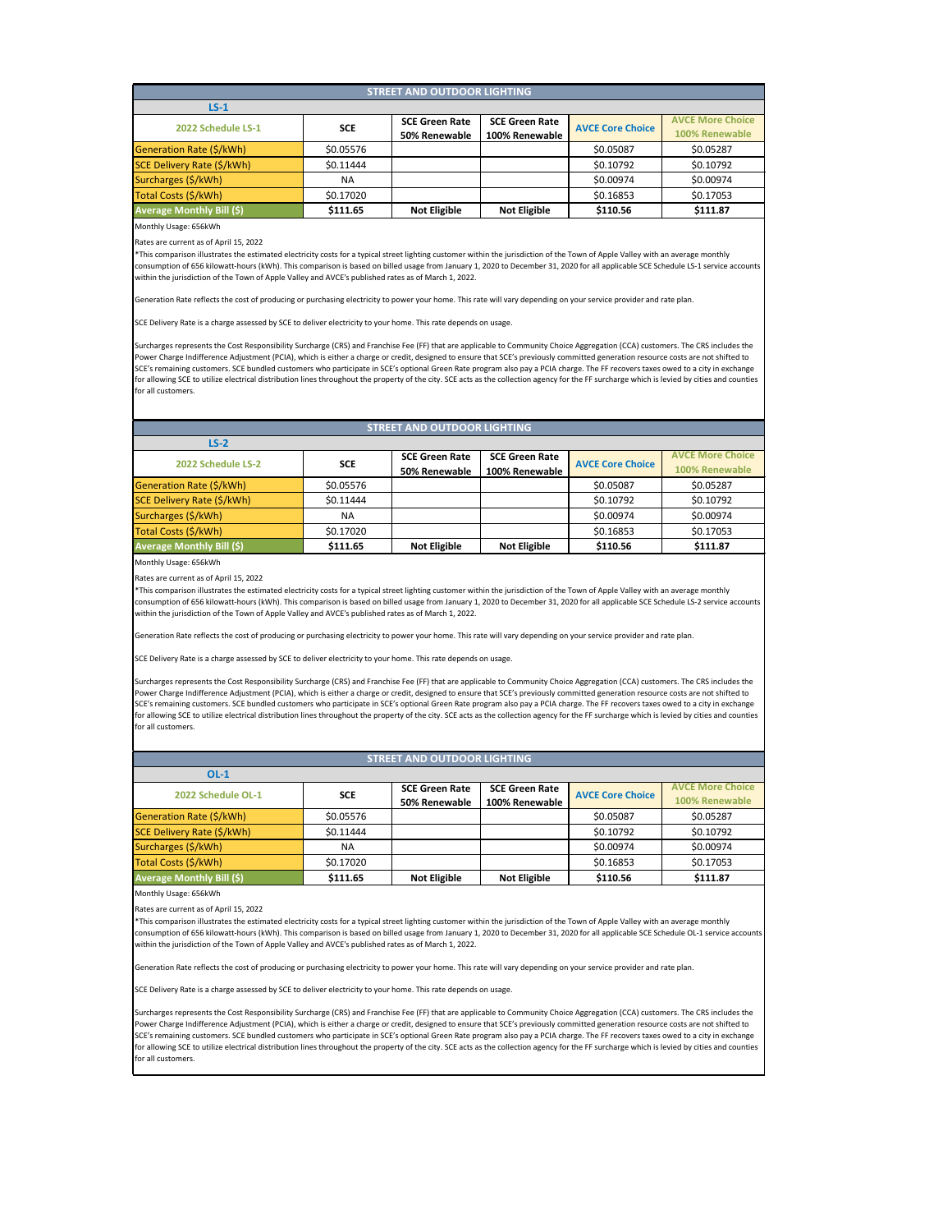## STREET AND OUTDOOR LIGHTING

**LS-1**

| 2022 Schedule LS-1 | SCE | SCE Green Rate 50% Renewable | SCE Green Rate 100% Renewable | AVCE Core Choice | AVCE More Choice 100% Renewable |
|---|---|---|---|---|---|
| Generation Rate ($/kWh) | $0.05576 | | | $0.05087 | $0.05287 |
| SCE Delivery Rate ($/kWh) | $0.11444 | | | $0.10792 | $0.10792 |
| Surcharges ($/kWh) | NA | | | $0.00974 | $0.00974 |
| Total Costs ($/kWh) | $0.17020 | | | $0.16853 | $0.17053 |
| **Average Monthly Bill ($)** | **$111.65** | **Not Eligible** | **Not Eligible** | **$110.56** | **$111.87** |

Monthly Usage: 656kWh

Rates are current as of April 15, 2022

*This comparison illustrates the estimated electricity costs for a typical street lighting customer within the jurisdiction of the Town of Apple Valley with an average monthly consumption of 656 kilowatt-hours (kWh). This comparison is based on billed usage from January 1, 2020 to December 31, 2020 for all applicable SCE Schedule LS-1 service accounts within the jurisdiction of the Town of Apple Valley and AVCE's published rates as of March 1, 2022.

Generation Rate reflects the cost of producing or purchasing electricity to power your home. This rate will vary depending on your service provider and rate plan.

SCE Delivery Rate is a charge assessed by SCE to deliver electricity to your home. This rate depends on usage.

Surcharges represents the Cost Responsibility Surcharge (CRS) and Franchise Fee (FF) that are applicable to Community Choice Aggregation (CCA) customers. The CRS includes the Power Charge Indifference Adjustment (PCIA), which is either a charge or credit, designed to ensure that SCE's previously committed generation resource costs are not shifted to SCE's remaining customers. SCE bundled customers who participate in SCE's optional Green Rate program also pay a PCIA charge. The FF recovers taxes owed to a city in exchange for allowing SCE to utilize electrical distribution lines throughout the property of the city. SCE acts as the collection agency for the FF surcharge which is levied by cities and counties for all customers.

## STREET AND OUTDOOR LIGHTING

**LS-2**

| 2022 Schedule LS-2 | SCE | SCE Green Rate 50% Renewable | SCE Green Rate 100% Renewable | AVCE Core Choice | AVCE More Choice 100% Renewable |
|---|---|---|---|---|---|
| Generation Rate ($/kWh) | $0.05576 | | | $0.05087 | $0.05287 |
| SCE Delivery Rate ($/kWh) | $0.11444 | | | $0.10792 | $0.10792 |
| Surcharges ($/kWh) | NA | | | $0.00974 | $0.00974 |
| Total Costs ($/kWh) | $0.17020 | | | $0.16853 | $0.17053 |
| **Average Monthly Bill ($)** | **$111.65** | **Not Eligible** | **Not Eligible** | **$110.56** | **$111.87** |

Monthly Usage: 656kWh

Rates are current as of April 15, 2022

*This comparison illustrates the estimated electricity costs for a typical street lighting customer within the jurisdiction of the Town of Apple Valley with an average monthly consumption of 656 kilowatt-hours (kWh). This comparison is based on billed usage from January 1, 2020 to December 31, 2020 for all applicable SCE Schedule LS-2 service accounts within the jurisdiction of the Town of Apple Valley and AVCE's published rates as of March 1, 2022.

Generation Rate reflects the cost of producing or purchasing electricity to power your home. This rate will vary depending on your service provider and rate plan.

SCE Delivery Rate is a charge assessed by SCE to deliver electricity to your home. This rate depends on usage.

Surcharges represents the Cost Responsibility Surcharge (CRS) and Franchise Fee (FF) that are applicable to Community Choice Aggregation (CCA) customers. The CRS includes the Power Charge Indifference Adjustment (PCIA), which is either a charge or credit, designed to ensure that SCE's previously committed generation resource costs are not shifted to SCE's remaining customers. SCE bundled customers who participate in SCE's optional Green Rate program also pay a PCIA charge. The FF recovers taxes owed to a city in exchange for allowing SCE to utilize electrical distribution lines throughout the property of the city. SCE acts as the collection agency for the FF surcharge which is levied by cities and counties for all customers.

## STREET AND OUTDOOR LIGHTING

**OL-1**

| 2022 Schedule OL-1 | SCE | SCE Green Rate 50% Renewable | SCE Green Rate 100% Renewable | AVCE Core Choice | AVCE More Choice 100% Renewable |
|---|---|---|---|---|---|
| Generation Rate ($/kWh) | $0.05576 | | | $0.05087 | $0.05287 |
| SCE Delivery Rate ($/kWh) | $0.11444 | | | $0.10792 | $0.10792 |
| Surcharges ($/kWh) | NA | | | $0.00974 | $0.00974 |
| Total Costs ($/kWh) | $0.17020 | | | $0.16853 | $0.17053 |
| **Average Monthly Bill ($)** | **$111.65** | **Not Eligible** | **Not Eligible** | **$110.56** | **$111.87** |

Monthly Usage: 656kWh

Rates are current as of April 15, 2022

*This comparison illustrates the estimated electricity costs for a typical street lighting customer within the jurisdiction of the Town of Apple Valley with an average monthly consumption of 656 kilowatt-hours (kWh). This comparison is based on billed usage from January 1, 2020 to December 31, 2020 for all applicable SCE Schedule OL-1 service accounts within the jurisdiction of the Town of Apple Valley and AVCE's published rates as of March 1, 2022.

Generation Rate reflects the cost of producing or purchasing electricity to power your home. This rate will vary depending on your service provider and rate plan.

SCE Delivery Rate is a charge assessed by SCE to deliver electricity to your home. This rate depends on usage.

Surcharges represents the Cost Responsibility Surcharge (CRS) and Franchise Fee (FF) that are applicable to Community Choice Aggregation (CCA) customers. The CRS includes the Power Charge Indifference Adjustment (PCIA), which is either a charge or credit, designed to ensure that SCE's previously committed generation resource costs are not shifted to SCE's remaining customers. SCE bundled customers who participate in SCE's optional Green Rate program also pay a PCIA charge. The FF recovers taxes owed to a city in exchange for allowing SCE to utilize electrical distribution lines throughout the property of the city. SCE acts as the collection agency for the FF surcharge which is levied by cities and counties for all customers.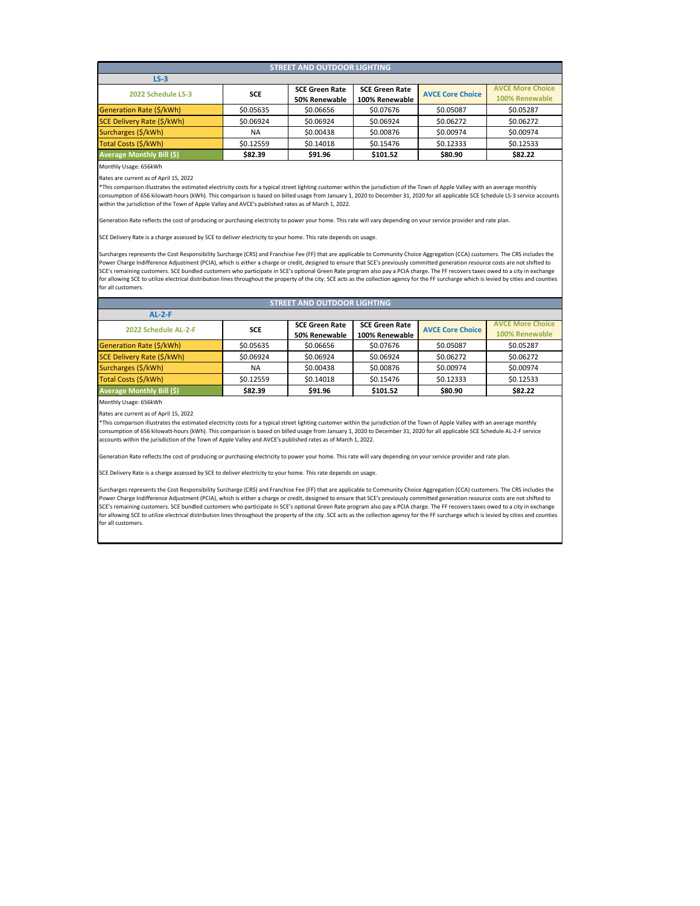## STREET AND OUTDOOR LIGHTING

### LS-3

| 2022 Schedule LS-3 | SCE | SCE Green Rate 50% Renewable | SCE Green Rate 100% Renewable | AVCE Core Choice | AVCE More Choice 100% Renewable |
|---|---|---|---|---|---|
| Generation Rate ($/kWh) | $0.05635 | $0.06656 | $0.07676 | $0.05087 | $0.05287 |
| SCE Delivery Rate ($/kWh) | $0.06924 | $0.06924 | $0.06924 | $0.06272 | $0.06272 |
| Surcharges ($/kWh) | NA | $0.00438 | $0.00876 | $0.00974 | $0.00974 |
| Total Costs ($/kWh) | $0.12559 | $0.14018 | $0.15476 | $0.12333 | $0.12533 |
| **Average Monthly Bill ($)** | **$82.39** | **$91.96** | **$101.52** | **$80.90** | **$82.22** |

Monthly Usage: 656kWh

Rates are current as of April 15, 2022

*This comparison illustrates the estimated electricity costs for a typical street lighting customer within the jurisdiction of the Town of Apple Valley with an average monthly consumption of 656 kilowatt-hours (kWh). This comparison is based on billed usage from January 1, 2020 to December 31, 2020 for all applicable SCE Schedule LS-3 service accounts within the jurisdiction of the Town of Apple Valley and AVCE's published rates as of March 1, 2022.

Generation Rate reflects the cost of producing or purchasing electricity to power your home. This rate will vary depending on your service provider and rate plan.

SCE Delivery Rate is a charge assessed by SCE to deliver electricity to your home. This rate depends on usage.

Surcharges represents the Cost Responsibility Surcharge (CRS) and Franchise Fee (FF) that are applicable to Community Choice Aggregation (CCA) customers. The CRS includes the Power Charge Indifference Adjustment (PCIA), which is either a charge or credit, designed to ensure that SCE's previously committed generation resource costs are not shifted to SCE's remaining customers. SCE bundled customers who participate in SCE's optional Green Rate program also pay a PCIA charge. The FF recovers taxes owed to a city in exchange for allowing SCE to utilize electrical distribution lines throughout the property of the city. SCE acts as the collection agency for the FF surcharge which is levied by cities and counties for all customers.

## STREET AND OUTDOOR LIGHTING

### AL-2-F

| 2022 Schedule AL-2-F | SCE | SCE Green Rate 50% Renewable | SCE Green Rate 100% Renewable | AVCE Core Choice | AVCE More Choice 100% Renewable |
|---|---|---|---|---|---|
| Generation Rate ($/kWh) | $0.05635 | $0.06656 | $0.07676 | $0.05087 | $0.05287 |
| SCE Delivery Rate ($/kWh) | $0.06924 | $0.06924 | $0.06924 | $0.06272 | $0.06272 |
| Surcharges ($/kWh) | NA | $0.00438 | $0.00876 | $0.00974 | $0.00974 |
| Total Costs ($/kWh) | $0.12559 | $0.14018 | $0.15476 | $0.12333 | $0.12533 |
| **Average Monthly Bill ($)** | **$82.39** | **$91.96** | **$101.52** | **$80.90** | **$82.22** |

Monthly Usage: 656kWh

Rates are current as of April 15, 2022

*This comparison illustrates the estimated electricity costs for a typical street lighting customer within the jurisdiction of the Town of Apple Valley with an average monthly consumption of 656 kilowatt-hours (kWh). This comparison is based on billed usage from January 1, 2020 to December 31, 2020 for all applicable SCE Schedule AL-2-F service accounts within the jurisdiction of the Town of Apple Valley and AVCE's published rates as of March 1, 2022.

Generation Rate reflects the cost of producing or purchasing electricity to power your home. This rate will vary depending on your service provider and rate plan.

SCE Delivery Rate is a charge assessed by SCE to deliver electricity to your home. This rate depends on usage.

Surcharges represents the Cost Responsibility Surcharge (CRS) and Franchise Fee (FF) that are applicable to Community Choice Aggregation (CCA) customers. The CRS includes the Power Charge Indifference Adjustment (PCIA), which is either a charge or credit, designed to ensure that SCE's previously committed generation resource costs are not shifted to SCE's remaining customers. SCE bundled customers who participate in SCE's optional Green Rate program also pay a PCIA charge. The FF recovers taxes owed to a city in exchange for allowing SCE to utilize electrical distribution lines throughout the property of the city. SCE acts as the collection agency for the FF surcharge which is levied by cities and counties for all customers.